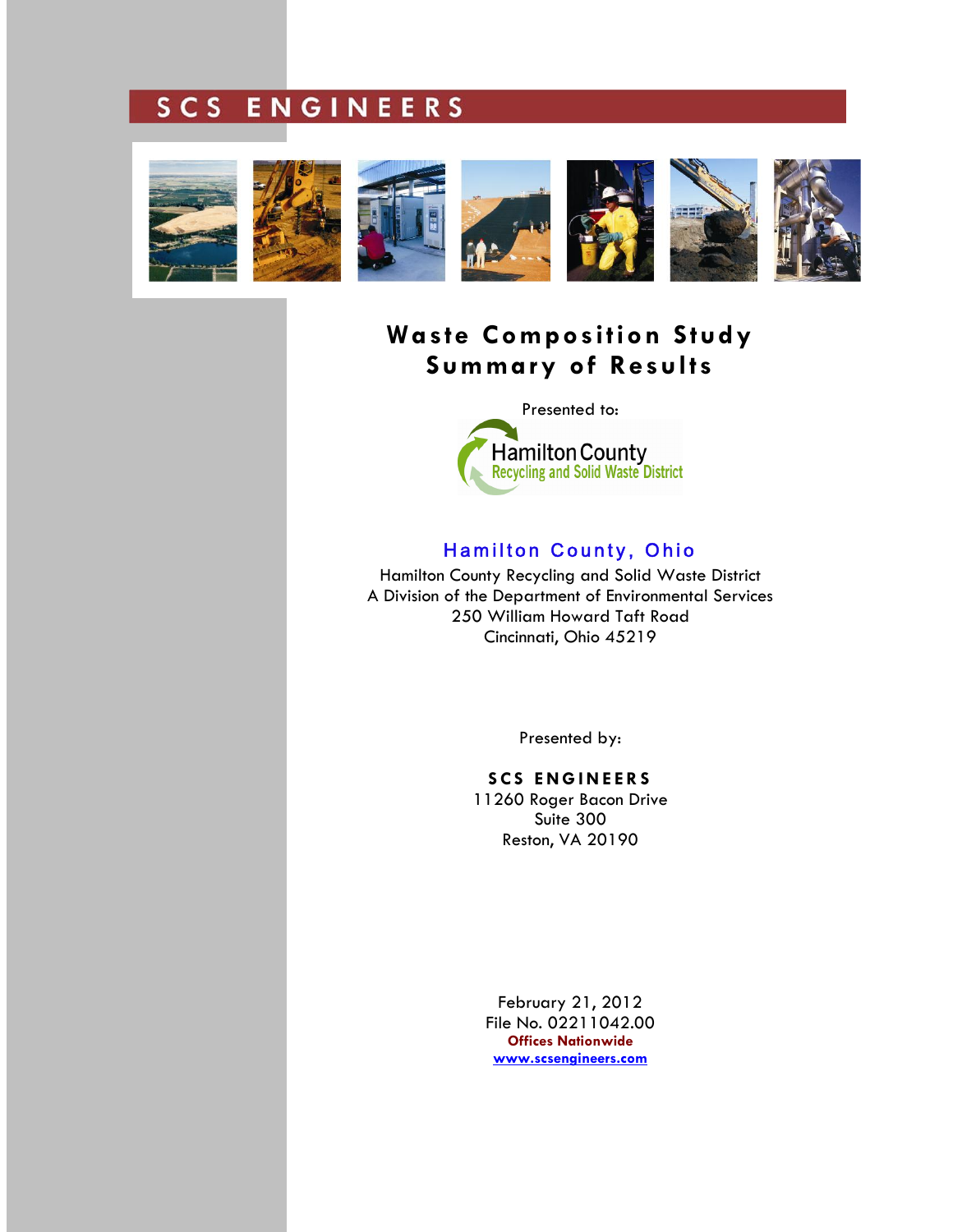SCS ENGINEERS

# Waste Composition Study Summary of Results

Presented to:

Hamilton County
Recycling and Solid Waste District

## Hamilton County, Ohio

Hamilton County Recycling and Solid Waste District
A Division of the Department of Environmental Services
250 William Howard Taft Road
Cincinnati, Ohio 45219

Presented by:

**SCS ENGINEERS**
11260 Roger Bacon Drive
Suite 300
Reston, VA 20190

February 21, 2012
File No. 02211042.00
**Offices Nationwide**
**www.scsengineers.com**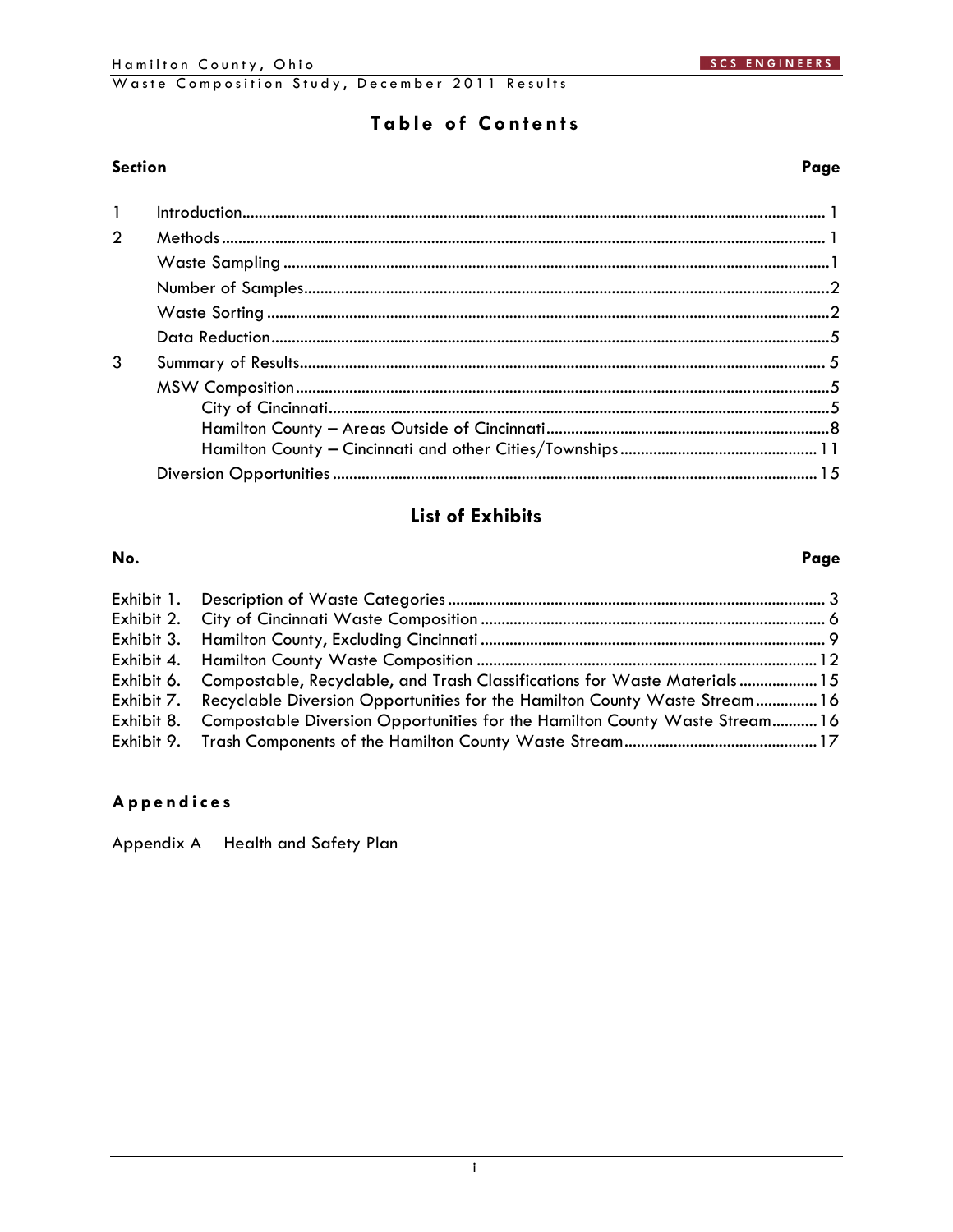# Table of Contents

| Section | | Page |
|---|---|---|
| 1 | Introduction | 1 |
| 2 | Methods | 1 |
| | Waste Sampling | 1 |
| | Number of Samples | 2 |
| | Waste Sorting | 2 |
| | Data Reduction | 5 |
| 3 | Summary of Results | 5 |
| | MSW Composition | 5 |
| | City of Cincinnati | 5 |
| | Hamilton County – Areas Outside of Cincinnati | 8 |
| | Hamilton County – Cincinnati and other Cities/Townships | 11 |
| | Diversion Opportunities | 15 |

## List of Exhibits

| No. | | Page |
|---|---|---|
| Exhibit 1. | Description of Waste Categories | 3 |
| Exhibit 2. | City of Cincinnati Waste Composition | 6 |
| Exhibit 3. | Hamilton County, Excluding Cincinnati | 9 |
| Exhibit 4. | Hamilton County Waste Composition | 12 |
| Exhibit 6. | Compostable, Recyclable, and Trash Classifications for Waste Materials | 15 |
| Exhibit 7. | Recyclable Diversion Opportunities for the Hamilton County Waste Stream | 16 |
| Exhibit 8. | Compostable Diversion Opportunities for the Hamilton County Waste Stream | 16 |
| Exhibit 9. | Trash Components of the Hamilton County Waste Stream | 17 |

## Appendices

Appendix A Health and Safety Plan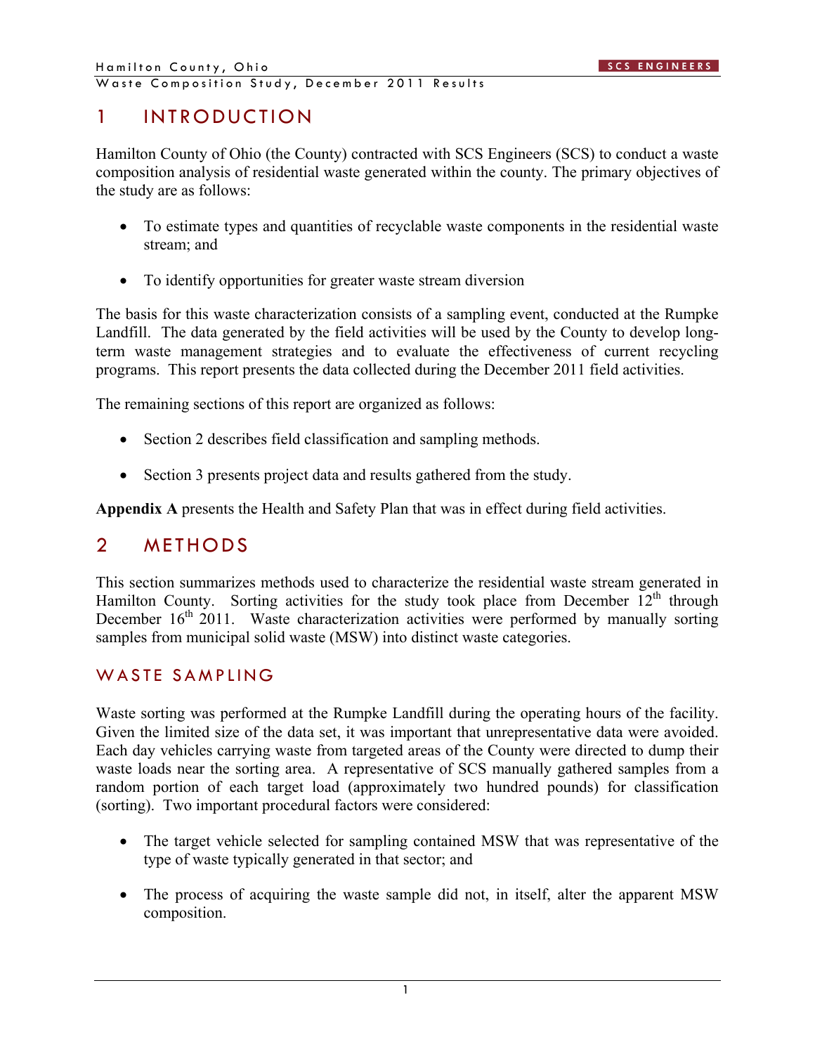# 1 INTRODUCTION

Hamilton County of Ohio (the County) contracted with SCS Engineers (SCS) to conduct a waste composition analysis of residential waste generated within the county. The primary objectives of the study are as follows:

- To estimate types and quantities of recyclable waste components in the residential waste stream; and
- To identify opportunities for greater waste stream diversion

The basis for this waste characterization consists of a sampling event, conducted at the Rumpke Landfill. The data generated by the field activities will be used by the County to develop long-term waste management strategies and to evaluate the effectiveness of current recycling programs. This report presents the data collected during the December 2011 field activities.

The remaining sections of this report are organized as follows:

- Section 2 describes field classification and sampling methods.
- Section 3 presents project data and results gathered from the study.

**Appendix A** presents the Health and Safety Plan that was in effect during field activities.

# 2 METHODS

This section summarizes methods used to characterize the residential waste stream generated in Hamilton County. Sorting activities for the study took place from December 12th through December 16th 2011. Waste characterization activities were performed by manually sorting samples from municipal solid waste (MSW) into distinct waste categories.

## WASTE SAMPLING

Waste sorting was performed at the Rumpke Landfill during the operating hours of the facility. Given the limited size of the data set, it was important that unrepresentative data were avoided. Each day vehicles carrying waste from targeted areas of the County were directed to dump their waste loads near the sorting area. A representative of SCS manually gathered samples from a random portion of each target load (approximately two hundred pounds) for classification (sorting). Two important procedural factors were considered:

- The target vehicle selected for sampling contained MSW that was representative of the type of waste typically generated in that sector; and
- The process of acquiring the waste sample did not, in itself, alter the apparent MSW composition.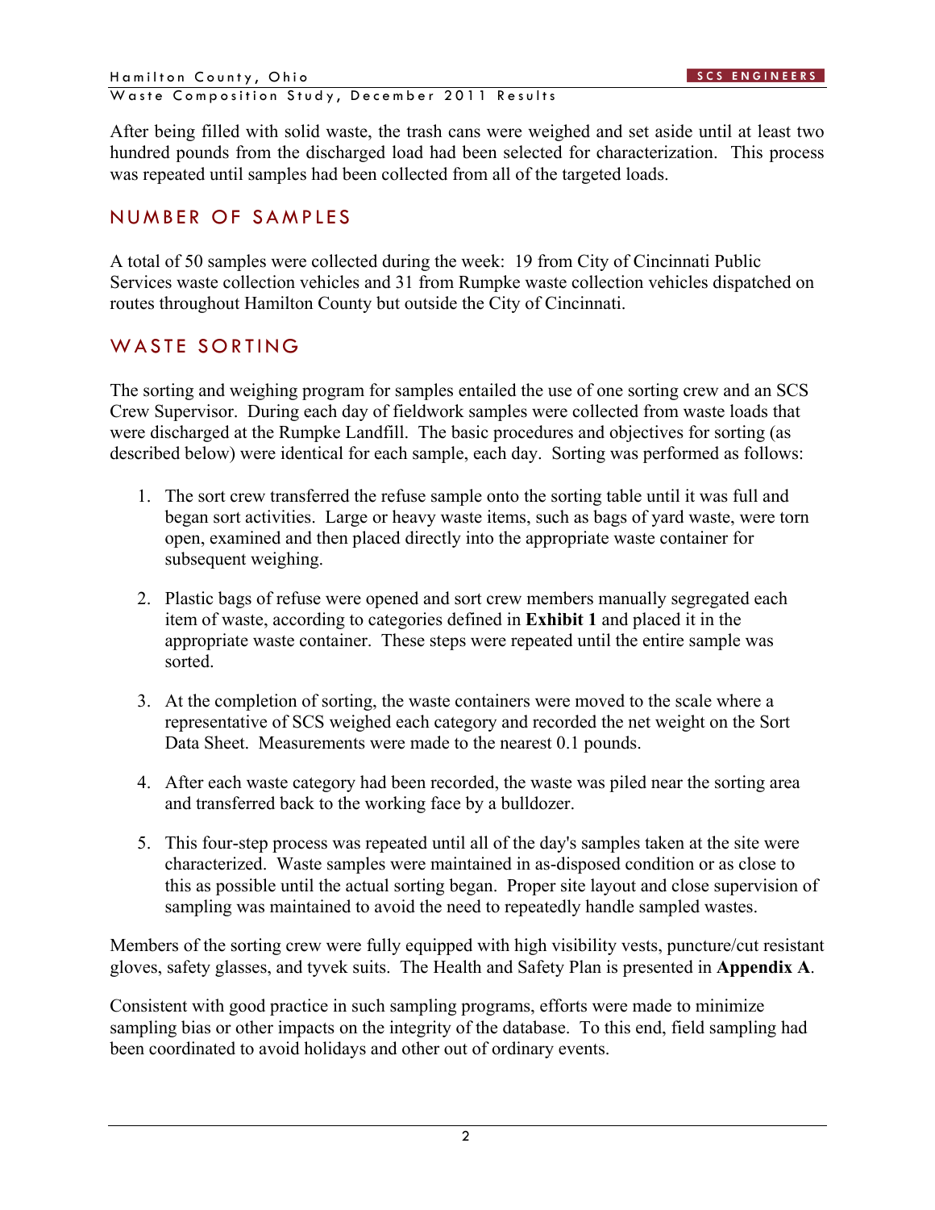After being filled with solid waste, the trash cans were weighed and set aside until at least two hundred pounds from the discharged load had been selected for characterization. This process was repeated until samples had been collected from all of the targeted loads.

## NUMBER OF SAMPLES

A total of 50 samples were collected during the week: 19 from City of Cincinnati Public Services waste collection vehicles and 31 from Rumpke waste collection vehicles dispatched on routes throughout Hamilton County but outside the City of Cincinnati.

## WASTE SORTING

The sorting and weighing program for samples entailed the use of one sorting crew and an SCS Crew Supervisor. During each day of fieldwork samples were collected from waste loads that were discharged at the Rumpke Landfill. The basic procedures and objectives for sorting (as described below) were identical for each sample, each day. Sorting was performed as follows:

1. The sort crew transferred the refuse sample onto the sorting table until it was full and began sort activities. Large or heavy waste items, such as bags of yard waste, were torn open, examined and then placed directly into the appropriate waste container for subsequent weighing.

2. Plastic bags of refuse were opened and sort crew members manually segregated each item of waste, according to categories defined in **Exhibit 1** and placed it in the appropriate waste container. These steps were repeated until the entire sample was sorted.

3. At the completion of sorting, the waste containers were moved to the scale where a representative of SCS weighed each category and recorded the net weight on the Sort Data Sheet. Measurements were made to the nearest 0.1 pounds.

4. After each waste category had been recorded, the waste was piled near the sorting area and transferred back to the working face by a bulldozer.

5. This four-step process was repeated until all of the day's samples taken at the site were characterized. Waste samples were maintained in as-disposed condition or as close to this as possible until the actual sorting began. Proper site layout and close supervision of sampling was maintained to avoid the need to repeatedly handle sampled wastes.

Members of the sorting crew were fully equipped with high visibility vests, puncture/cut resistant gloves, safety glasses, and tyvek suits. The Health and Safety Plan is presented in **Appendix A**.

Consistent with good practice in such sampling programs, efforts were made to minimize sampling bias or other impacts on the integrity of the database. To this end, field sampling had been coordinated to avoid holidays and other out of ordinary events.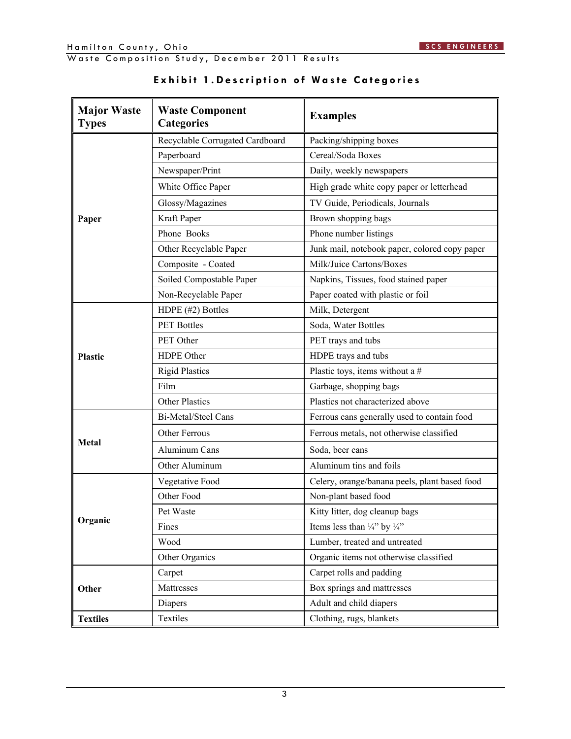## Exhibit 1. Description of Waste Categories

| Major Waste Types | Waste Component Categories | Examples |
|---|---|---|
| Paper | Recyclable Corrugated Cardboard | Packing/shipping boxes |
| | Paperboard | Cereal/Soda Boxes |
| | Newspaper/Print | Daily, weekly newspapers |
| | White Office Paper | High grade white copy paper or letterhead |
| | Glossy/Magazines | TV Guide, Periodicals, Journals |
| | Kraft Paper | Brown shopping bags |
| | Phone Books | Phone number listings |
| | Other Recyclable Paper | Junk mail, notebook paper, colored copy paper |
| | Composite - Coated | Milk/Juice Cartons/Boxes |
| | Soiled Compostable Paper | Napkins, Tissues, food stained paper |
| | Non-Recyclable Paper | Paper coated with plastic or foil |
| Plastic | HDPE (#2) Bottles | Milk, Detergent |
| | PET Bottles | Soda, Water Bottles |
| | PET Other | PET trays and tubs |
| | HDPE Other | HDPE trays and tubs |
| | Rigid Plastics | Plastic toys, items without a # |
| | Film | Garbage, shopping bags |
| | Other Plastics | Plastics not characterized above |
| Metal | Bi-Metal/Steel Cans | Ferrous cans generally used to contain food |
| | Other Ferrous | Ferrous metals, not otherwise classified |
| | Aluminum Cans | Soda, beer cans |
| | Other Aluminum | Aluminum tins and foils |
| Organic | Vegetative Food | Celery, orange/banana peels, plant based food |
| | Other Food | Non-plant based food |
| | Pet Waste | Kitty litter, dog cleanup bags |
| | Fines | Items less than ¼" by ¼" |
| | Wood | Lumber, treated and untreated |
| | Other Organics | Organic items not otherwise classified |
| Other | Carpet | Carpet rolls and padding |
| | Mattresses | Box springs and mattresses |
| | Diapers | Adult and child diapers |
| Textiles | Textiles | Clothing, rugs, blankets |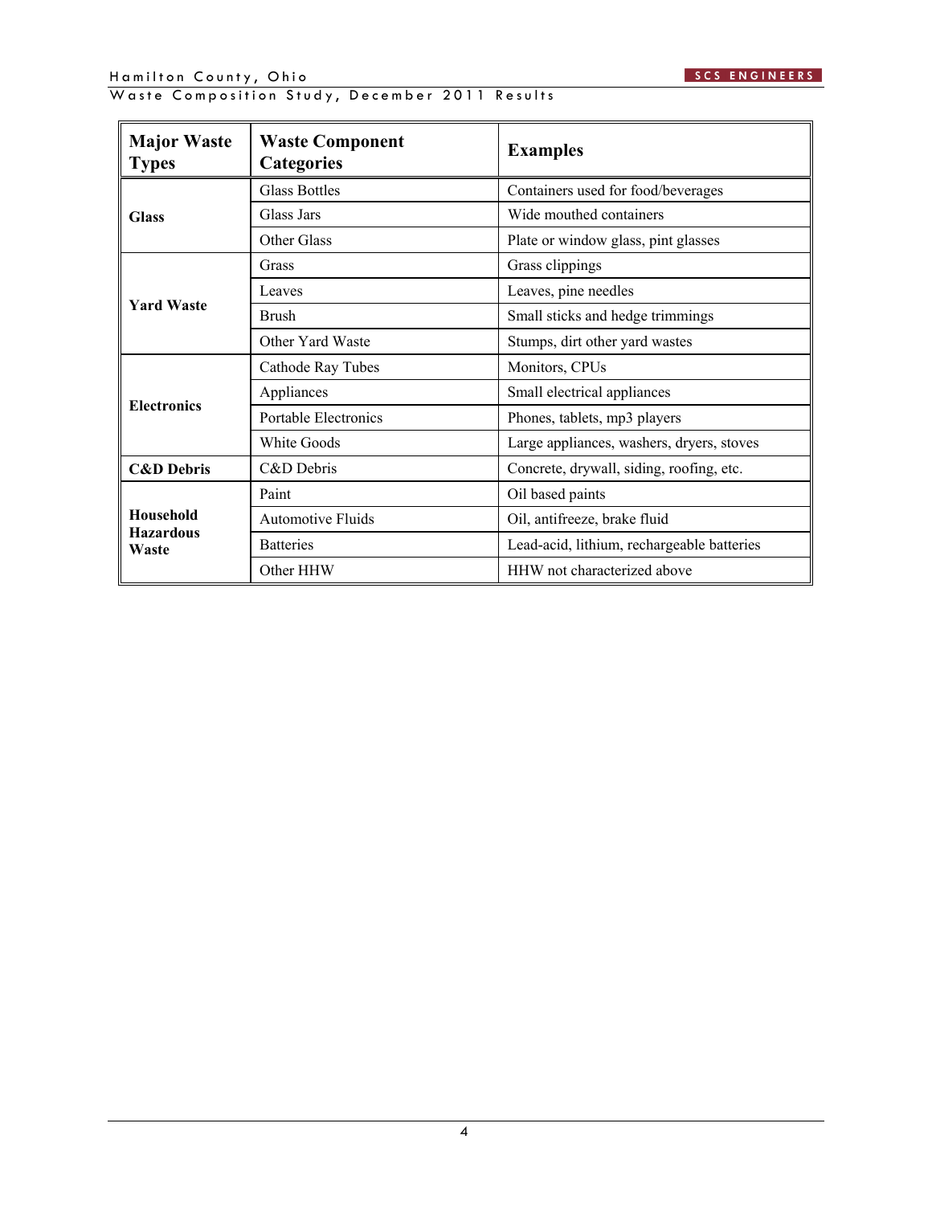| Major Waste Types | Waste Component Categories | Examples |
|---|---|---|
| **Glass** | Glass Bottles | Containers used for food/beverages |
| | Glass Jars | Wide mouthed containers |
| | Other Glass | Plate or window glass, pint glasses |
| **Yard Waste** | Grass | Grass clippings |
| | Leaves | Leaves, pine needles |
| | Brush | Small sticks and hedge trimmings |
| | Other Yard Waste | Stumps, dirt other yard wastes |
| **Electronics** | Cathode Ray Tubes | Monitors, CPUs |
| | Appliances | Small electrical appliances |
| | Portable Electronics | Phones, tablets, mp3 players |
| | White Goods | Large appliances, washers, dryers, stoves |
| **C&D Debris** | C&D Debris | Concrete, drywall, siding, roofing, etc. |
| **Household Hazardous Waste** | Paint | Oil based paints |
| | Automotive Fluids | Oil, antifreeze, brake fluid |
| | Batteries | Lead-acid, lithium, rechargeable batteries |
| | Other HHW | HHW not characterized above |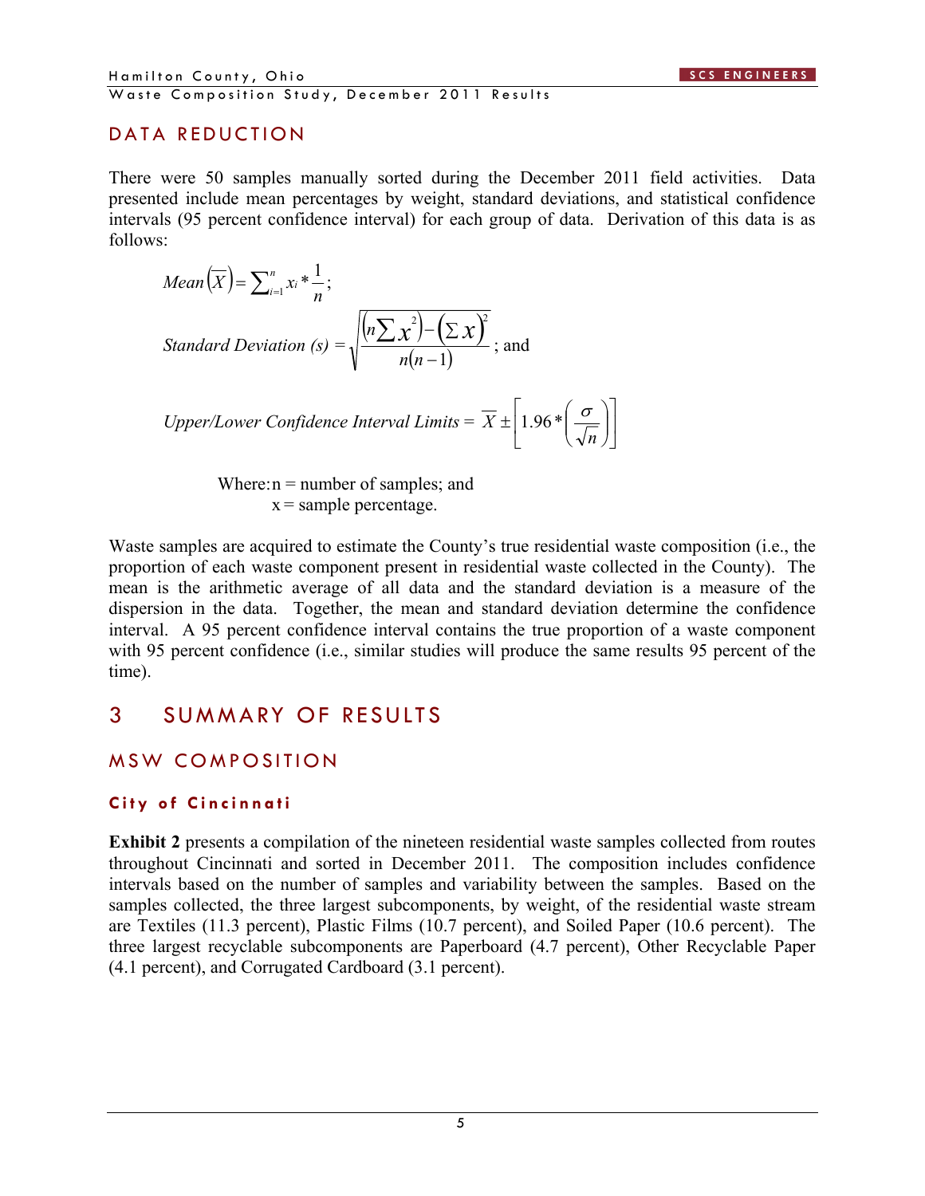## DATA REDUCTION

There were 50 samples manually sorted during the December 2011 field activities. Data presented include mean percentages by weight, standard deviations, and statistical confidence intervals (95 percent confidence interval) for each group of data. Derivation of this data is as follows:

$$Mean\left(\overline{X}\right) = \sum_{i=1}^{n} x_i * \frac{1}{n};$$

$$Standard\ Deviation\ (s) = \sqrt{\frac{\left(n\sum x^2\right) - \left(\sum x\right)^2}{n(n-1)}};\ \text{and}$$

$$Upper/Lower\ Confidence\ Interval\ Limits = \overline{X} \pm \left[1.96 * \left(\frac{\sigma}{\sqrt{n}}\right)\right]$$

Where: n = number of samples; and
x = sample percentage.

Waste samples are acquired to estimate the County's true residential waste composition (i.e., the proportion of each waste component present in residential waste collected in the County). The mean is the arithmetic average of all data and the standard deviation is a measure of the dispersion in the data. Together, the mean and standard deviation determine the confidence interval. A 95 percent confidence interval contains the true proportion of a waste component with 95 percent confidence (i.e., similar studies will produce the same results 95 percent of the time).

# 3 SUMMARY OF RESULTS

## MSW COMPOSITION

### City of Cincinnati

**Exhibit 2** presents a compilation of the nineteen residential waste samples collected from routes throughout Cincinnati and sorted in December 2011. The composition includes confidence intervals based on the number of samples and variability between the samples. Based on the samples collected, the three largest subcomponents, by weight, of the residential waste stream are Textiles (11.3 percent), Plastic Films (10.7 percent), and Soiled Paper (10.6 percent). The three largest recyclable subcomponents are Paperboard (4.7 percent), Other Recyclable Paper (4.1 percent), and Corrugated Cardboard (3.1 percent).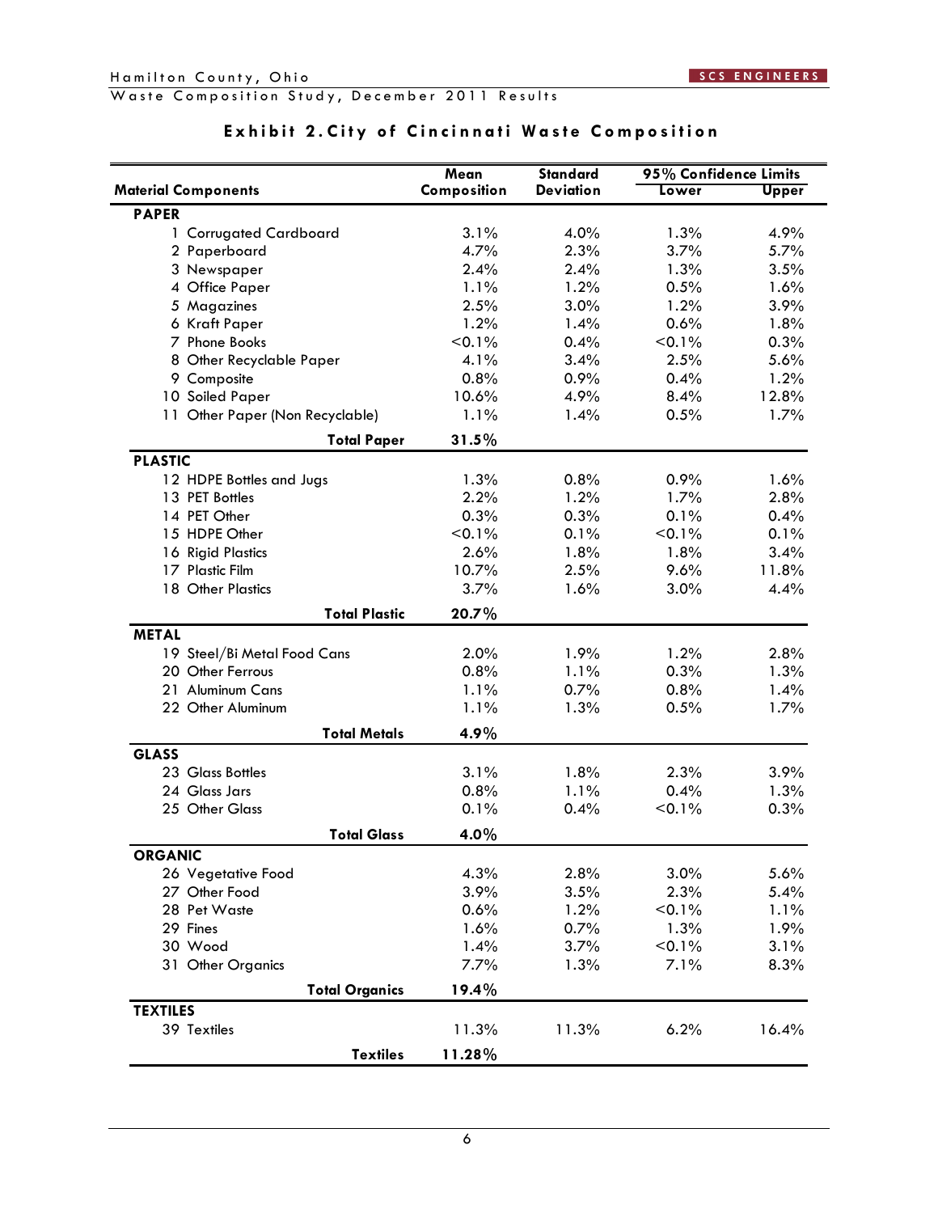## Exhibit 2. City of Cincinnati Waste Composition

| Material Components | Mean Composition | Standard Deviation | 95% Confidence Limits | |
|---|---|---|---|---|
| | | | Lower | Upper |
| **PAPER** | | | | |
| 1 Corrugated Cardboard | 3.1% | 4.0% | 1.3% | 4.9% |
| 2 Paperboard | 4.7% | 2.3% | 3.7% | 5.7% |
| 3 Newspaper | 2.4% | 2.4% | 1.3% | 3.5% |
| 4 Office Paper | 1.1% | 1.2% | 0.5% | 1.6% |
| 5 Magazines | 2.5% | 3.0% | 1.2% | 3.9% |
| 6 Kraft Paper | 1.2% | 1.4% | 0.6% | 1.8% |
| 7 Phone Books | <0.1% | 0.4% | <0.1% | 0.3% |
| 8 Other Recyclable Paper | 4.1% | 3.4% | 2.5% | 5.6% |
| 9 Composite | 0.8% | 0.9% | 0.4% | 1.2% |
| 10 Soiled Paper | 10.6% | 4.9% | 8.4% | 12.8% |
| 11 Other Paper (Non Recyclable) | 1.1% | 1.4% | 0.5% | 1.7% |
| **Total Paper** | **31.5%** | | | |
| **PLASTIC** | | | | |
| 12 HDPE Bottles and Jugs | 1.3% | 0.8% | 0.9% | 1.6% |
| 13 PET Bottles | 2.2% | 1.2% | 1.7% | 2.8% |
| 14 PET Other | 0.3% | 0.3% | 0.1% | 0.4% |
| 15 HDPE Other | <0.1% | 0.1% | <0.1% | 0.1% |
| 16 Rigid Plastics | 2.6% | 1.8% | 1.8% | 3.4% |
| 17 Plastic Film | 10.7% | 2.5% | 9.6% | 11.8% |
| 18 Other Plastics | 3.7% | 1.6% | 3.0% | 4.4% |
| **Total Plastic** | **20.7%** | | | |
| **METAL** | | | | |
| 19 Steel/Bi Metal Food Cans | 2.0% | 1.9% | 1.2% | 2.8% |
| 20 Other Ferrous | 0.8% | 1.1% | 0.3% | 1.3% |
| 21 Aluminum Cans | 1.1% | 0.7% | 0.8% | 1.4% |
| 22 Other Aluminum | 1.1% | 1.3% | 0.5% | 1.7% |
| **Total Metals** | **4.9%** | | | |
| **GLASS** | | | | |
| 23 Glass Bottles | 3.1% | 1.8% | 2.3% | 3.9% |
| 24 Glass Jars | 0.8% | 1.1% | 0.4% | 1.3% |
| 25 Other Glass | 0.1% | 0.4% | <0.1% | 0.3% |
| **Total Glass** | **4.0%** | | | |
| **ORGANIC** | | | | |
| 26 Vegetative Food | 4.3% | 2.8% | 3.0% | 5.6% |
| 27 Other Food | 3.9% | 3.5% | 2.3% | 5.4% |
| 28 Pet Waste | 0.6% | 1.2% | <0.1% | 1.1% |
| 29 Fines | 1.6% | 0.7% | 1.3% | 1.9% |
| 30 Wood | 1.4% | 3.7% | <0.1% | 3.1% |
| 31 Other Organics | 7.7% | 1.3% | 7.1% | 8.3% |
| **Total Organics** | **19.4%** | | | |
| **TEXTILES** | | | | |
| 39 Textiles | 11.3% | 11.3% | 6.2% | 16.4% |
| **Textiles** | **11.28%** | | | |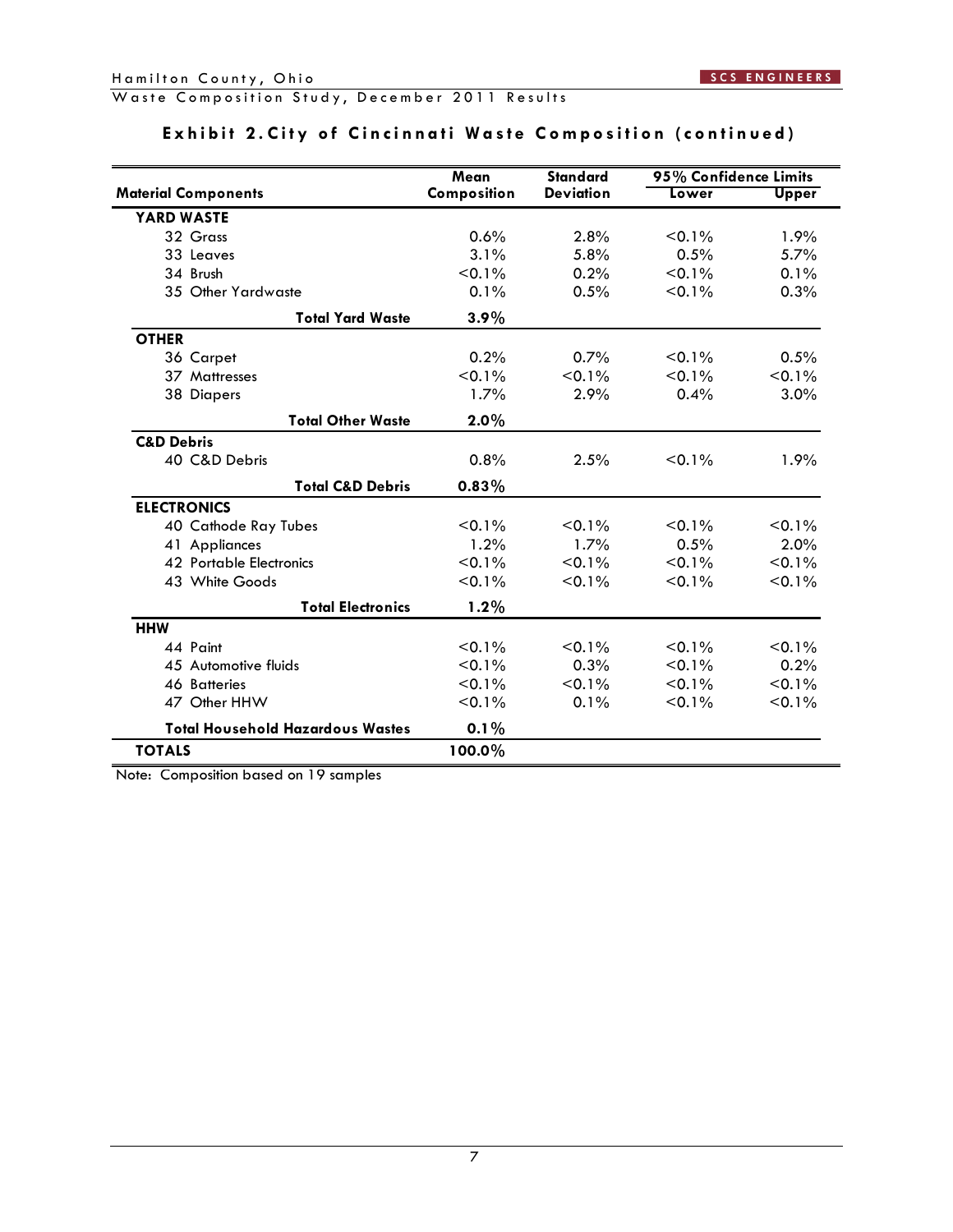## Exhibit 2. City of Cincinnati Waste Composition (continued)

| Material Components | Mean Composition | Standard Deviation | 95% Confidence Limits | |
|---|---|---|---|---|
| | | | Lower | Upper |
| **YARD WASTE** | | | | |
| 32 Grass | 0.6% | 2.8% | <0.1% | 1.9% |
| 33 Leaves | 3.1% | 5.8% | 0.5% | 5.7% |
| 34 Brush | <0.1% | 0.2% | <0.1% | 0.1% |
| 35 Other Yardwaste | 0.1% | 0.5% | <0.1% | 0.3% |
| **Total Yard Waste** | **3.9%** | | | |
| **OTHER** | | | | |
| 36 Carpet | 0.2% | 0.7% | <0.1% | 0.5% |
| 37 Mattresses | <0.1% | <0.1% | <0.1% | <0.1% |
| 38 Diapers | 1.7% | 2.9% | 0.4% | 3.0% |
| **Total Other Waste** | **2.0%** | | | |
| **C&D Debris** | | | | |
| 40 C&D Debris | 0.8% | 2.5% | <0.1% | 1.9% |
| **Total C&D Debris** | **0.83%** | | | |
| **ELECTRONICS** | | | | |
| 40 Cathode Ray Tubes | <0.1% | <0.1% | <0.1% | <0.1% |
| 41 Appliances | 1.2% | 1.7% | 0.5% | 2.0% |
| 42 Portable Electronics | <0.1% | <0.1% | <0.1% | <0.1% |
| 43 White Goods | <0.1% | <0.1% | <0.1% | <0.1% |
| **Total Electronics** | **1.2%** | | | |
| **HHW** | | | | |
| 44 Paint | <0.1% | <0.1% | <0.1% | <0.1% |
| 45 Automotive fluids | <0.1% | 0.3% | <0.1% | 0.2% |
| 46 Batteries | <0.1% | <0.1% | <0.1% | <0.1% |
| 47 Other HHW | <0.1% | 0.1% | <0.1% | <0.1% |
| **Total Household Hazardous Wastes** | **0.1%** | | | |
| **TOTALS** | **100.0%** | | | |

Note: Composition based on 19 samples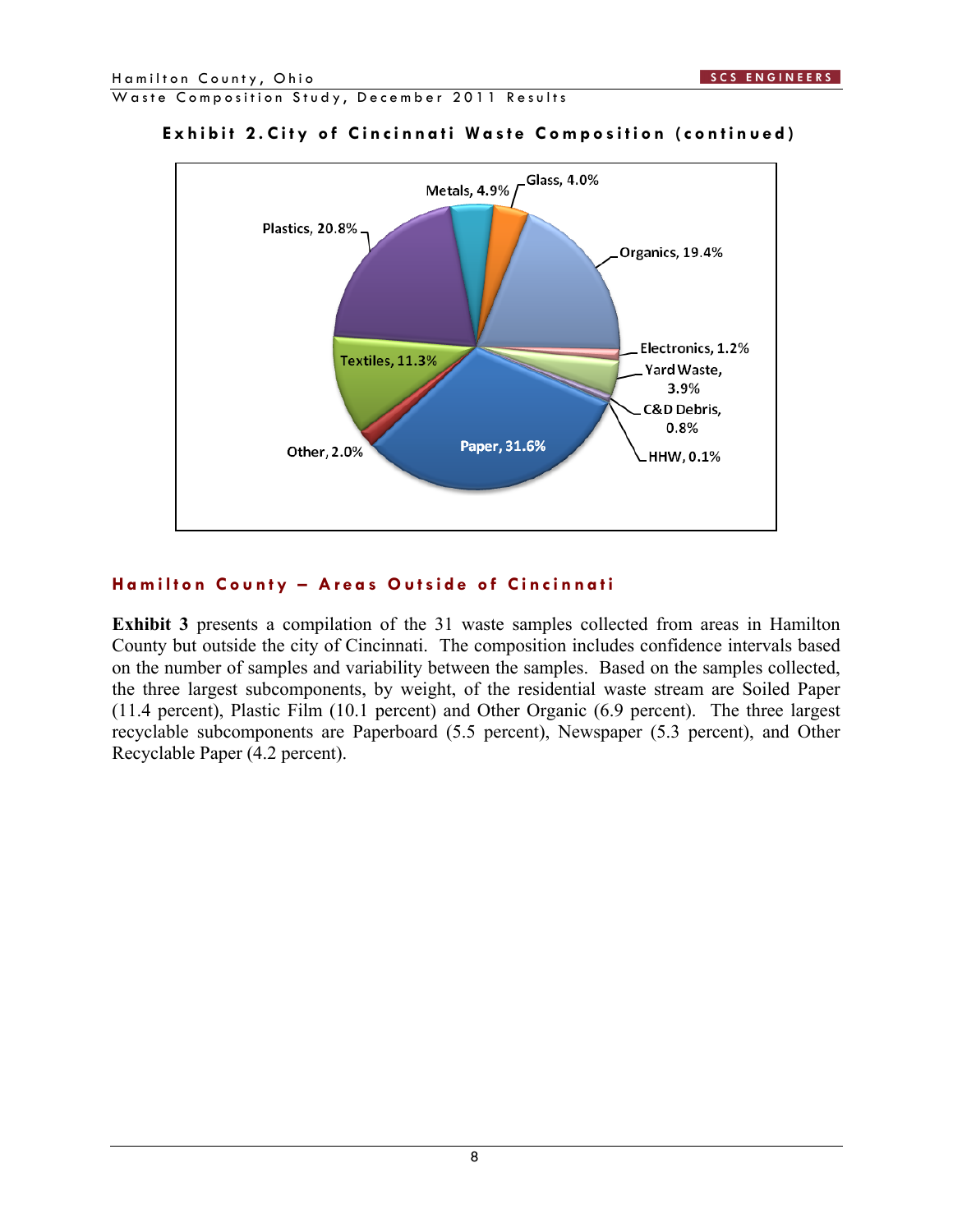**Exhibit 2. City of Cincinnati Waste Composition (continued)**

Metals, 4.9%
Glass, 4.0%
Plastics, 20.8%
Organics, 19.4%
Electronics, 1.2%
Textiles, 11.3%
Yard Waste, 3.9%
C&D Debris, 0.8%
Other, 2.0%
Paper, 31.6%
HHW, 0.1%

## Hamilton County – Areas Outside of Cincinnati

**Exhibit 3** presents a compilation of the 31 waste samples collected from areas in Hamilton County but outside the city of Cincinnati. The composition includes confidence intervals based on the number of samples and variability between the samples. Based on the samples collected, the three largest subcomponents, by weight, of the residential waste stream are Soiled Paper (11.4 percent), Plastic Film (10.1 percent) and Other Organic (6.9 percent). The three largest recyclable subcomponents are Paperboard (5.5 percent), Newspaper (5.3 percent), and Other Recyclable Paper (4.2 percent).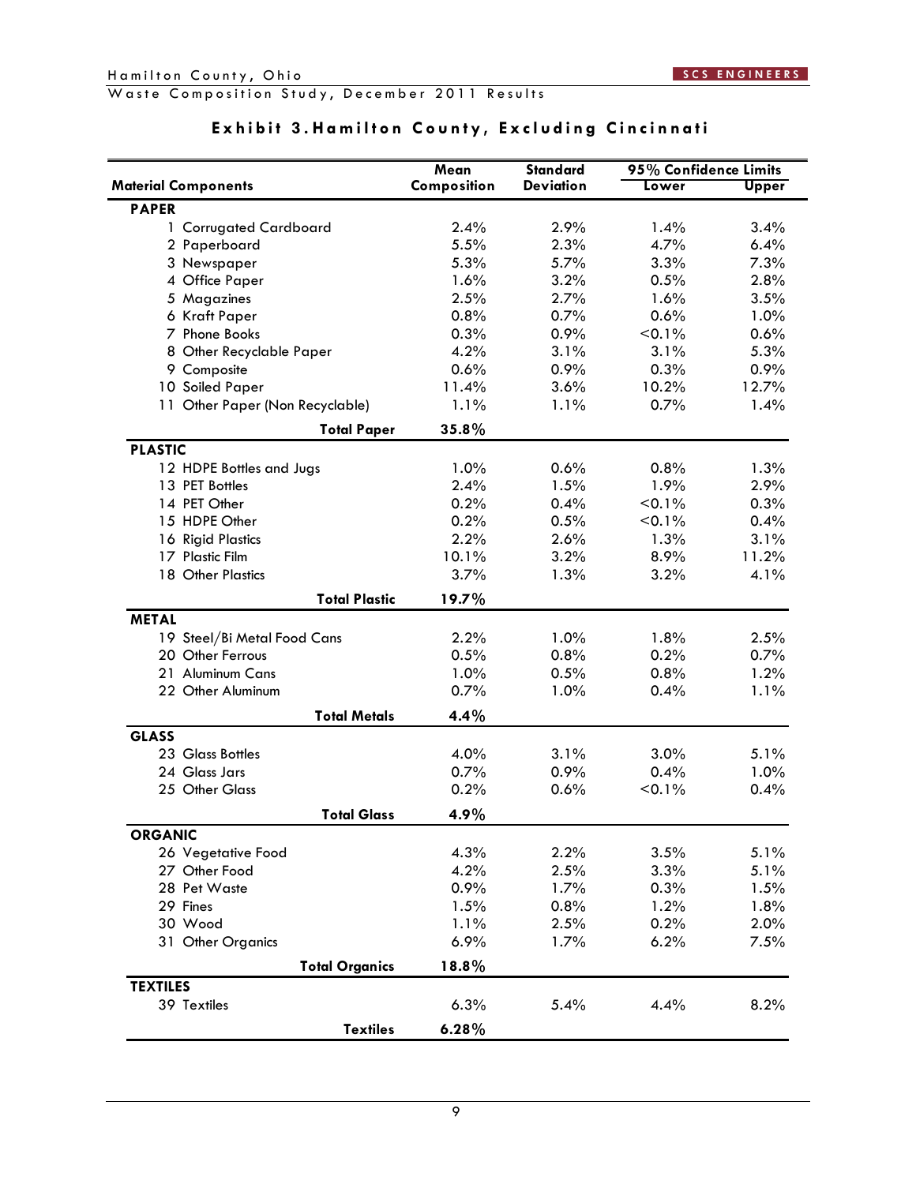# Exhibit 3. Hamilton County, Excluding Cincinnati

| Material Components | Mean Composition | Standard Deviation | 95% Confidence Limits | |
|---|---|---|---|---|
| | | | Lower | Upper |
| **PAPER** | | | | |
| 1 Corrugated Cardboard | 2.4% | 2.9% | 1.4% | 3.4% |
| 2 Paperboard | 5.5% | 2.3% | 4.7% | 6.4% |
| 3 Newspaper | 5.3% | 5.7% | 3.3% | 7.3% |
| 4 Office Paper | 1.6% | 3.2% | 0.5% | 2.8% |
| 5 Magazines | 2.5% | 2.7% | 1.6% | 3.5% |
| 6 Kraft Paper | 0.8% | 0.7% | 0.6% | 1.0% |
| 7 Phone Books | 0.3% | 0.9% | <0.1% | 0.6% |
| 8 Other Recyclable Paper | 4.2% | 3.1% | 3.1% | 5.3% |
| 9 Composite | 0.6% | 0.9% | 0.3% | 0.9% |
| 10 Soiled Paper | 11.4% | 3.6% | 10.2% | 12.7% |
| 11 Other Paper (Non Recyclable) | 1.1% | 1.1% | 0.7% | 1.4% |
| **Total Paper** | **35.8%** | | | |
| **PLASTIC** | | | | |
| 12 HDPE Bottles and Jugs | 1.0% | 0.6% | 0.8% | 1.3% |
| 13 PET Bottles | 2.4% | 1.5% | 1.9% | 2.9% |
| 14 PET Other | 0.2% | 0.4% | <0.1% | 0.3% |
| 15 HDPE Other | 0.2% | 0.5% | <0.1% | 0.4% |
| 16 Rigid Plastics | 2.2% | 2.6% | 1.3% | 3.1% |
| 17 Plastic Film | 10.1% | 3.2% | 8.9% | 11.2% |
| 18 Other Plastics | 3.7% | 1.3% | 3.2% | 4.1% |
| **Total Plastic** | **19.7%** | | | |
| **METAL** | | | | |
| 19 Steel/Bi Metal Food Cans | 2.2% | 1.0% | 1.8% | 2.5% |
| 20 Other Ferrous | 0.5% | 0.8% | 0.2% | 0.7% |
| 21 Aluminum Cans | 1.0% | 0.5% | 0.8% | 1.2% |
| 22 Other Aluminum | 0.7% | 1.0% | 0.4% | 1.1% |
| **Total Metals** | **4.4%** | | | |
| **GLASS** | | | | |
| 23 Glass Bottles | 4.0% | 3.1% | 3.0% | 5.1% |
| 24 Glass Jars | 0.7% | 0.9% | 0.4% | 1.0% |
| 25 Other Glass | 0.2% | 0.6% | <0.1% | 0.4% |
| **Total Glass** | **4.9%** | | | |
| **ORGANIC** | | | | |
| 26 Vegetative Food | 4.3% | 2.2% | 3.5% | 5.1% |
| 27 Other Food | 4.2% | 2.5% | 3.3% | 5.1% |
| 28 Pet Waste | 0.9% | 1.7% | 0.3% | 1.5% |
| 29 Fines | 1.5% | 0.8% | 1.2% | 1.8% |
| 30 Wood | 1.1% | 2.5% | 0.2% | 2.0% |
| 31 Other Organics | 6.9% | 1.7% | 6.2% | 7.5% |
| **Total Organics** | **18.8%** | | | |
| **TEXTILES** | | | | |
| 39 Textiles | 6.3% | 5.4% | 4.4% | 8.2% |
| **Textiles** | **6.28%** | | | |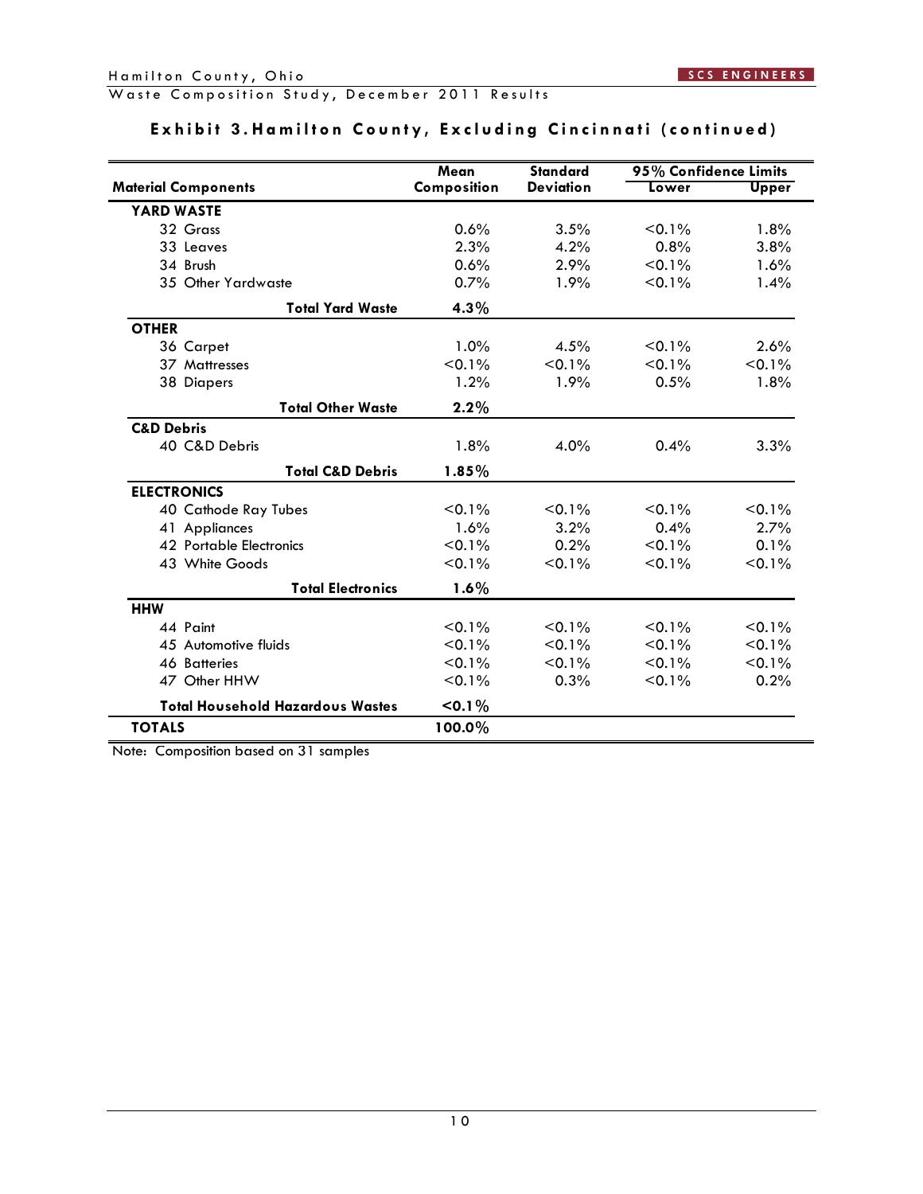## Exhibit 3. Hamilton County, Excluding Cincinnati (continued)

| Material Components | Mean Composition | Standard Deviation | 95% Confidence Limits | |
|---|---|---|---|---|
| | | | Lower | Upper |
| **YARD WASTE** | | | | |
| 32 Grass | 0.6% | 3.5% | <0.1% | 1.8% |
| 33 Leaves | 2.3% | 4.2% | 0.8% | 3.8% |
| 34 Brush | 0.6% | 2.9% | <0.1% | 1.6% |
| 35 Other Yardwaste | 0.7% | 1.9% | <0.1% | 1.4% |
| **Total Yard Waste** | **4.3%** | | | |
| **OTHER** | | | | |
| 36 Carpet | 1.0% | 4.5% | <0.1% | 2.6% |
| 37 Mattresses | <0.1% | <0.1% | <0.1% | <0.1% |
| 38 Diapers | 1.2% | 1.9% | 0.5% | 1.8% |
| **Total Other Waste** | **2.2%** | | | |
| **C&D Debris** | | | | |
| 40 C&D Debris | 1.8% | 4.0% | 0.4% | 3.3% |
| **Total C&D Debris** | **1.85%** | | | |
| **ELECTRONICS** | | | | |
| 40 Cathode Ray Tubes | <0.1% | <0.1% | <0.1% | <0.1% |
| 41 Appliances | 1.6% | 3.2% | 0.4% | 2.7% |
| 42 Portable Electronics | <0.1% | 0.2% | <0.1% | 0.1% |
| 43 White Goods | <0.1% | <0.1% | <0.1% | <0.1% |
| **Total Electronics** | **1.6%** | | | |
| **HHW** | | | | |
| 44 Paint | <0.1% | <0.1% | <0.1% | <0.1% |
| 45 Automotive fluids | <0.1% | <0.1% | <0.1% | <0.1% |
| 46 Batteries | <0.1% | <0.1% | <0.1% | <0.1% |
| 47 Other HHW | <0.1% | 0.3% | <0.1% | 0.2% |
| **Total Household Hazardous Wastes** | **<0.1%** | | | |
| **TOTALS** | **100.0%** | | | |

Note: Composition based on 31 samples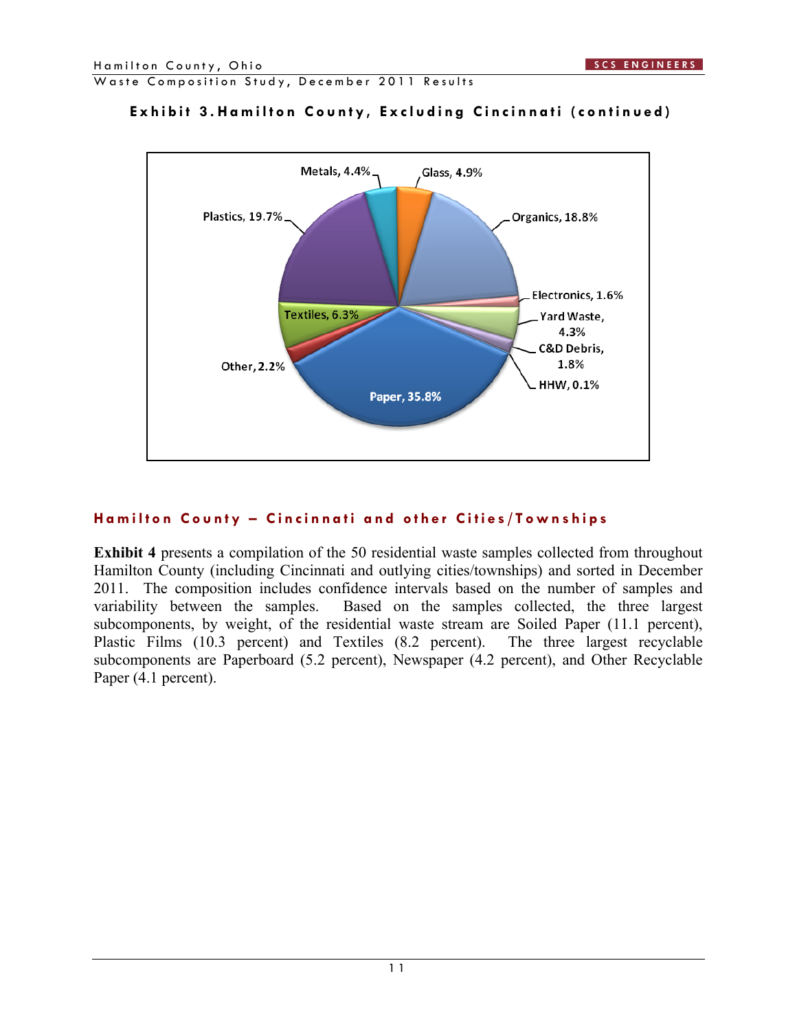**Exhibit 3. Hamilton County, Excluding Cincinnati (continued)**

Metals, 4.4%
Glass, 4.9%
Plastics, 19.7%
Organics, 18.8%
Electronics, 1.6%
Textiles, 6.3%
Yard Waste, 4.3%
C&D Debris, 1.8%
Other, 2.2%
HHW, 0.1%
Paper, 35.8%

## Hamilton County – Cincinnati and other Cities/Townships

**Exhibit 4** presents a compilation of the 50 residential waste samples collected from throughout Hamilton County (including Cincinnati and outlying cities/townships) and sorted in December 2011. The composition includes confidence intervals based on the number of samples and variability between the samples. Based on the samples collected, the three largest subcomponents, by weight, of the residential waste stream are Soiled Paper (11.1 percent), Plastic Films (10.3 percent) and Textiles (8.2 percent). The three largest recyclable subcomponents are Paperboard (5.2 percent), Newspaper (4.2 percent), and Other Recyclable Paper (4.1 percent).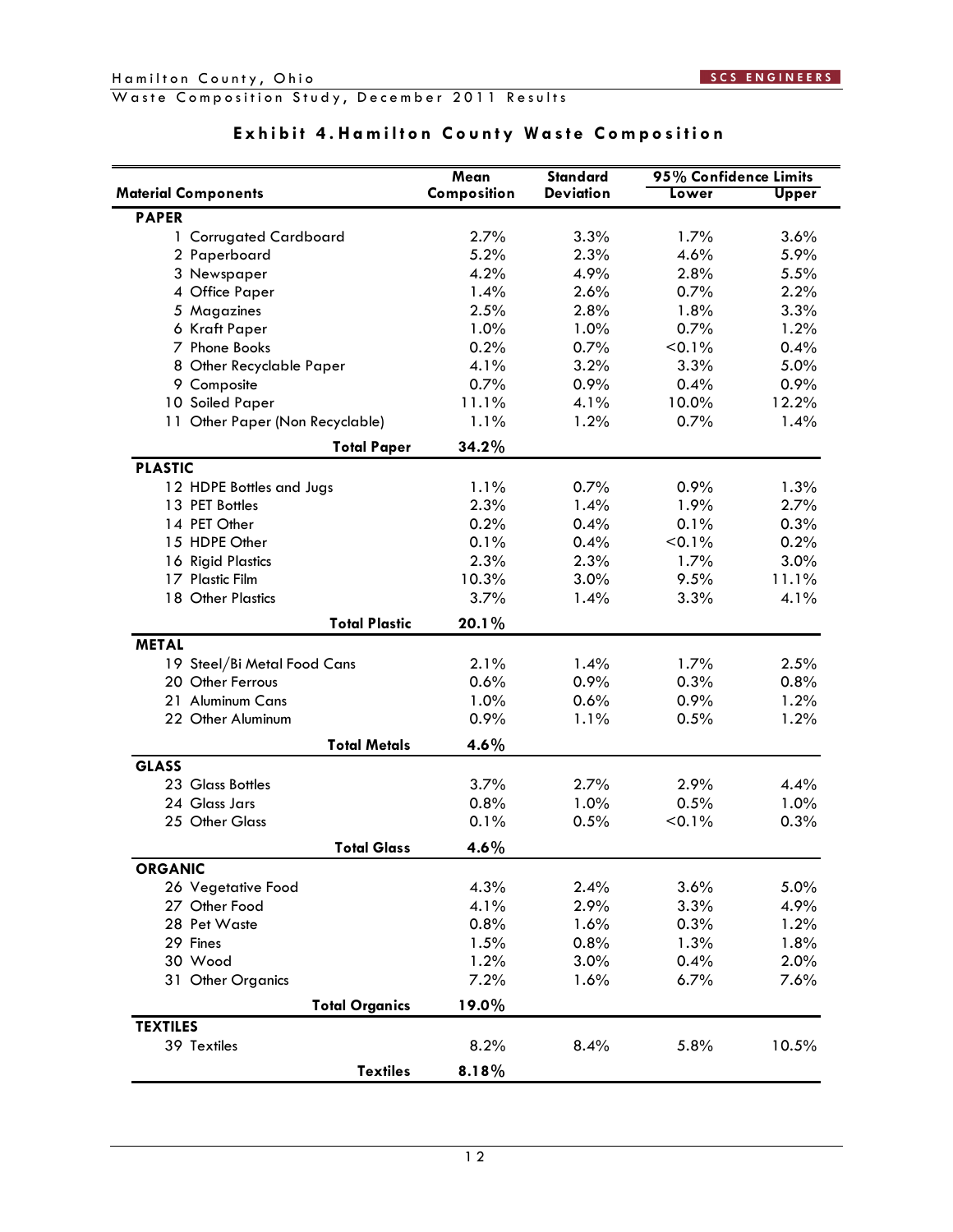# Exhibit 4. Hamilton County Waste Composition

| Material Components | Mean Composition | Standard Deviation | 95% Confidence Limits | |
|---|---|---|---|---|
| | | | Lower | Upper |
| **PAPER** | | | | |
| 1 Corrugated Cardboard | 2.7% | 3.3% | 1.7% | 3.6% |
| 2 Paperboard | 5.2% | 2.3% | 4.6% | 5.9% |
| 3 Newspaper | 4.2% | 4.9% | 2.8% | 5.5% |
| 4 Office Paper | 1.4% | 2.6% | 0.7% | 2.2% |
| 5 Magazines | 2.5% | 2.8% | 1.8% | 3.3% |
| 6 Kraft Paper | 1.0% | 1.0% | 0.7% | 1.2% |
| 7 Phone Books | 0.2% | 0.7% | <0.1% | 0.4% |
| 8 Other Recyclable Paper | 4.1% | 3.2% | 3.3% | 5.0% |
| 9 Composite | 0.7% | 0.9% | 0.4% | 0.9% |
| 10 Soiled Paper | 11.1% | 4.1% | 10.0% | 12.2% |
| 11 Other Paper (Non Recyclable) | 1.1% | 1.2% | 0.7% | 1.4% |
| **Total Paper** | **34.2%** | | | |
| **PLASTIC** | | | | |
| 12 HDPE Bottles and Jugs | 1.1% | 0.7% | 0.9% | 1.3% |
| 13 PET Bottles | 2.3% | 1.4% | 1.9% | 2.7% |
| 14 PET Other | 0.2% | 0.4% | 0.1% | 0.3% |
| 15 HDPE Other | 0.1% | 0.4% | <0.1% | 0.2% |
| 16 Rigid Plastics | 2.3% | 2.3% | 1.7% | 3.0% |
| 17 Plastic Film | 10.3% | 3.0% | 9.5% | 11.1% |
| 18 Other Plastics | 3.7% | 1.4% | 3.3% | 4.1% |
| **Total Plastic** | **20.1%** | | | |
| **METAL** | | | | |
| 19 Steel/Bi Metal Food Cans | 2.1% | 1.4% | 1.7% | 2.5% |
| 20 Other Ferrous | 0.6% | 0.9% | 0.3% | 0.8% |
| 21 Aluminum Cans | 1.0% | 0.6% | 0.9% | 1.2% |
| 22 Other Aluminum | 0.9% | 1.1% | 0.5% | 1.2% |
| **Total Metals** | **4.6%** | | | |
| **GLASS** | | | | |
| 23 Glass Bottles | 3.7% | 2.7% | 2.9% | 4.4% |
| 24 Glass Jars | 0.8% | 1.0% | 0.5% | 1.0% |
| 25 Other Glass | 0.1% | 0.5% | <0.1% | 0.3% |
| **Total Glass** | **4.6%** | | | |
| **ORGANIC** | | | | |
| 26 Vegetative Food | 4.3% | 2.4% | 3.6% | 5.0% |
| 27 Other Food | 4.1% | 2.9% | 3.3% | 4.9% |
| 28 Pet Waste | 0.8% | 1.6% | 0.3% | 1.2% |
| 29 Fines | 1.5% | 0.8% | 1.3% | 1.8% |
| 30 Wood | 1.2% | 3.0% | 0.4% | 2.0% |
| 31 Other Organics | 7.2% | 1.6% | 6.7% | 7.6% |
| **Total Organics** | **19.0%** | | | |
| **TEXTILES** | | | | |
| 39 Textiles | 8.2% | 8.4% | 5.8% | 10.5% |
| **Textiles** | **8.18%** | | | |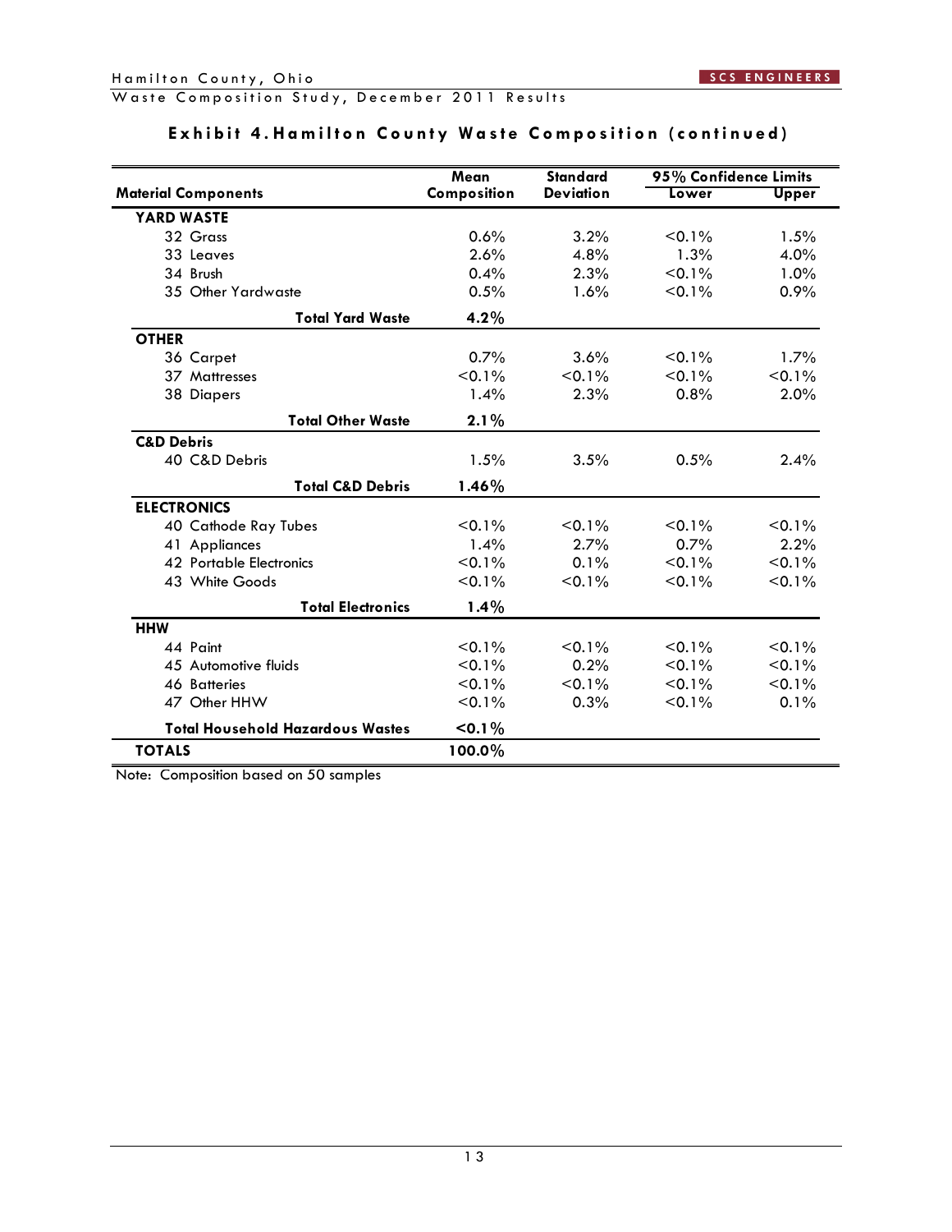## Exhibit 4. Hamilton County Waste Composition (continued)

| Material Components | Mean Composition | Standard Deviation | 95% Confidence Limits | |
|---|---|---|---|---|
| | | | Lower | Upper |
| **YARD WASTE** | | | | |
| 32 Grass | 0.6% | 3.2% | <0.1% | 1.5% |
| 33 Leaves | 2.6% | 4.8% | 1.3% | 4.0% |
| 34 Brush | 0.4% | 2.3% | <0.1% | 1.0% |
| 35 Other Yardwaste | 0.5% | 1.6% | <0.1% | 0.9% |
| **Total Yard Waste** | **4.2%** | | | |
| **OTHER** | | | | |
| 36 Carpet | 0.7% | 3.6% | <0.1% | 1.7% |
| 37 Mattresses | <0.1% | <0.1% | <0.1% | <0.1% |
| 38 Diapers | 1.4% | 2.3% | 0.8% | 2.0% |
| **Total Other Waste** | **2.1%** | | | |
| **C&D Debris** | | | | |
| 40 C&D Debris | 1.5% | 3.5% | 0.5% | 2.4% |
| **Total C&D Debris** | **1.46%** | | | |
| **ELECTRONICS** | | | | |
| 40 Cathode Ray Tubes | <0.1% | <0.1% | <0.1% | <0.1% |
| 41 Appliances | 1.4% | 2.7% | 0.7% | 2.2% |
| 42 Portable Electronics | <0.1% | 0.1% | <0.1% | <0.1% |
| 43 White Goods | <0.1% | <0.1% | <0.1% | <0.1% |
| **Total Electronics** | **1.4%** | | | |
| **HHW** | | | | |
| 44 Paint | <0.1% | <0.1% | <0.1% | <0.1% |
| 45 Automotive fluids | <0.1% | 0.2% | <0.1% | <0.1% |
| 46 Batteries | <0.1% | <0.1% | <0.1% | <0.1% |
| 47 Other HHW | <0.1% | 0.3% | <0.1% | 0.1% |
| **Total Household Hazardous Wastes** | **<0.1%** | | | |
| **TOTALS** | **100.0%** | | | |

Note: Composition based on 50 samples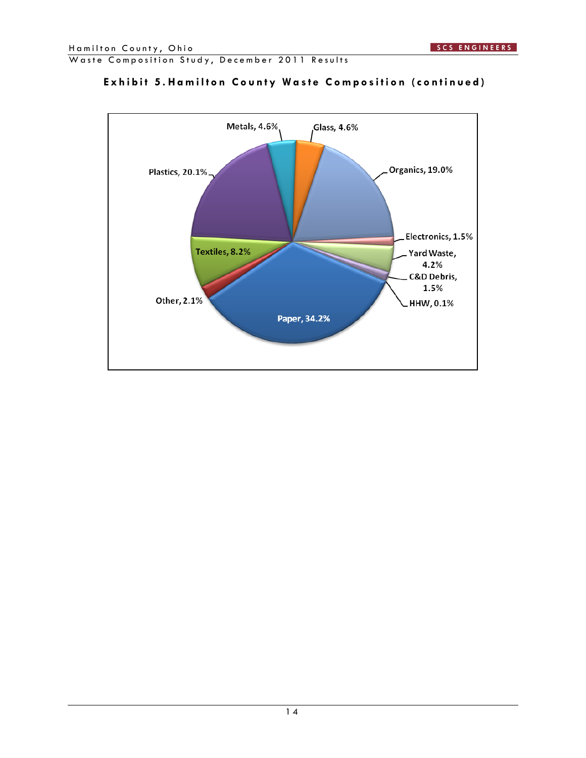**Exhibit 5. Hamilton County Waste Composition (continued)**

Metals, 4.6%
Glass, 4.6%
Organics, 19.0%
Electronics, 1.5%
Yard Waste, 4.2%
C&D Debris, 1.5%
HHW, 0.1%
Paper, 34.2%
Other, 2.1%
Textiles, 8.2%
Plastics, 20.1%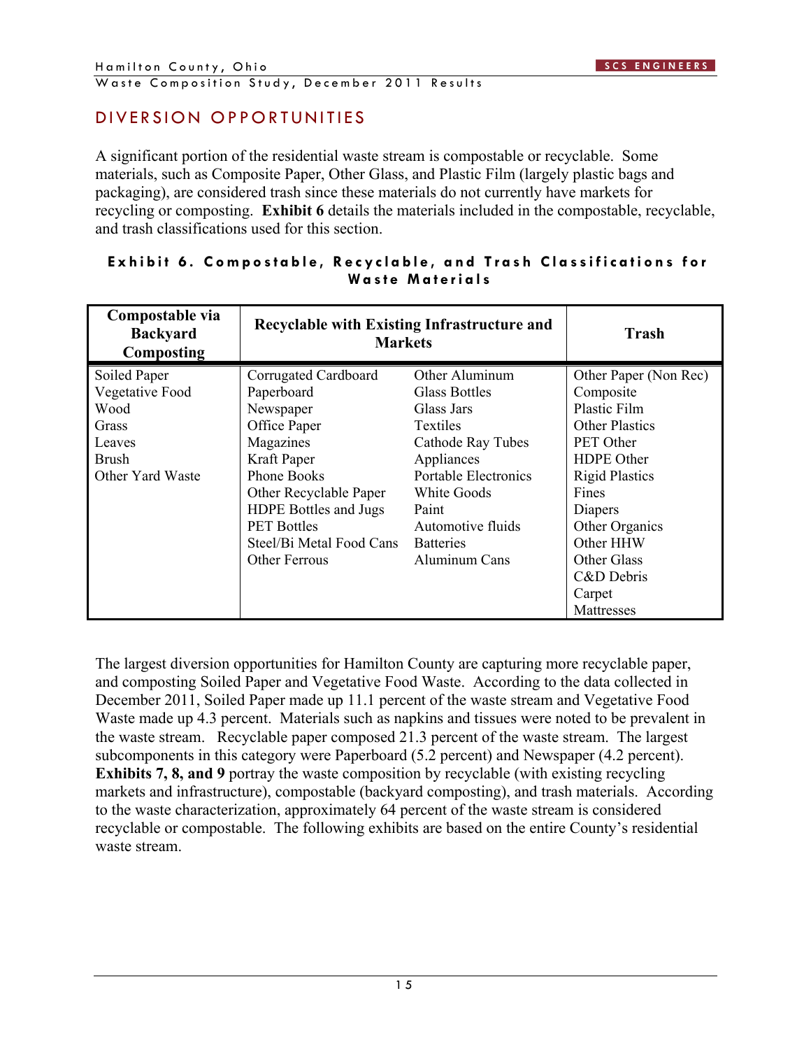## DIVERSION OPPORTUNITIES

A significant portion of the residential waste stream is compostable or recyclable. Some materials, such as Composite Paper, Other Glass, and Plastic Film (largely plastic bags and packaging), are considered trash since these materials do not currently have markets for recycling or composting. **Exhibit 6** details the materials included in the compostable, recyclable, and trash classifications used for this section.

**Exhibit 6. Compostable, Recyclable, and Trash Classifications for Waste Materials**

| Compostable via Backyard Composting | Recyclable with Existing Infrastructure and Markets | | Trash |
|---|---|---|---|
| Soiled Paper | Corrugated Cardboard | Other Aluminum | Other Paper (Non Rec) |
| Vegetative Food | Paperboard | Glass Bottles | Composite |
| Wood | Newspaper | Glass Jars | Plastic Film |
| Grass | Office Paper | Textiles | Other Plastics |
| Leaves | Magazines | Cathode Ray Tubes | PET Other |
| Brush | Kraft Paper | Appliances | HDPE Other |
| Other Yard Waste | Phone Books | Portable Electronics | Rigid Plastics |
| | Other Recyclable Paper | White Goods | Fines |
| | HDPE Bottles and Jugs | Paint | Diapers |
| | PET Bottles | Automotive fluids | Other Organics |
| | Steel/Bi Metal Food Cans | Batteries | Other HHW |
| | Other Ferrous | Aluminum Cans | Other Glass |
| | | | C&D Debris |
| | | | Carpet |
| | | | Mattresses |

The largest diversion opportunities for Hamilton County are capturing more recyclable paper, and composting Soiled Paper and Vegetative Food Waste. According to the data collected in December 2011, Soiled Paper made up 11.1 percent of the waste stream and Vegetative Food Waste made up 4.3 percent. Materials such as napkins and tissues were noted to be prevalent in the waste stream. Recyclable paper composed 21.3 percent of the waste stream. The largest subcomponents in this category were Paperboard (5.2 percent) and Newspaper (4.2 percent). **Exhibits 7, 8, and 9** portray the waste composition by recyclable (with existing recycling markets and infrastructure), compostable (backyard composting), and trash materials. According to the waste characterization, approximately 64 percent of the waste stream is considered recyclable or compostable. The following exhibits are based on the entire County's residential waste stream.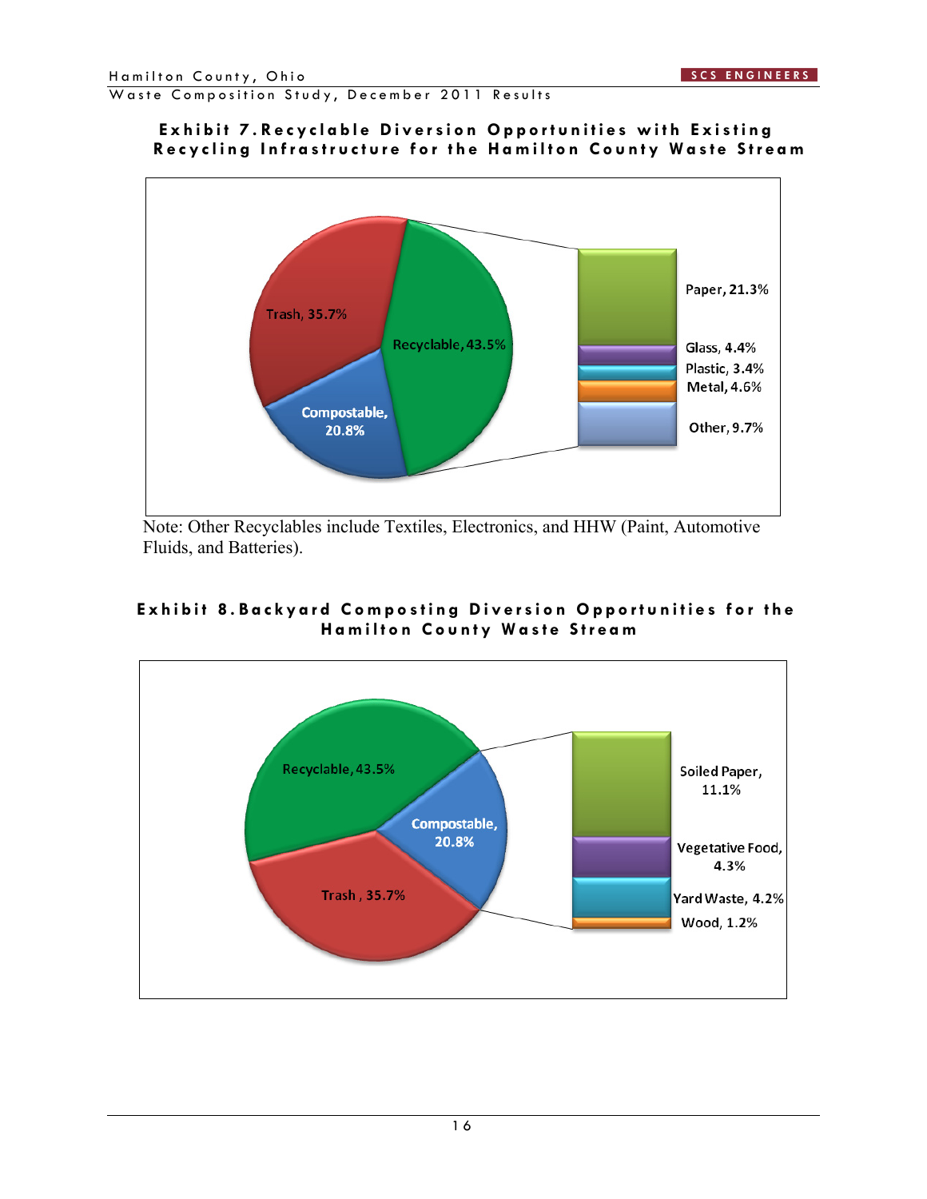**Exhibit 7. Recyclable Diversion Opportunities with Existing Recycling Infrastructure for the Hamilton County Waste Stream**

Trash, 35.7%

Recyclable, 43.5%

Compostable, 20.8%

Paper, 21.3%

Glass, 4.4%

Plastic, 3.4%

Metal, 4.6%

Other, 9.7%

Note: Other Recyclables include Textiles, Electronics, and HHW (Paint, Automotive Fluids, and Batteries).

**Exhibit 8. Backyard Composting Diversion Opportunities for the Hamilton County Waste Stream**

Recyclable, 43.5%

Compostable, 20.8%

Trash , 35.7%

Soiled Paper, 11.1%

Vegetative Food, 4.3%

Yard Waste, 4.2%

Wood, 1.2%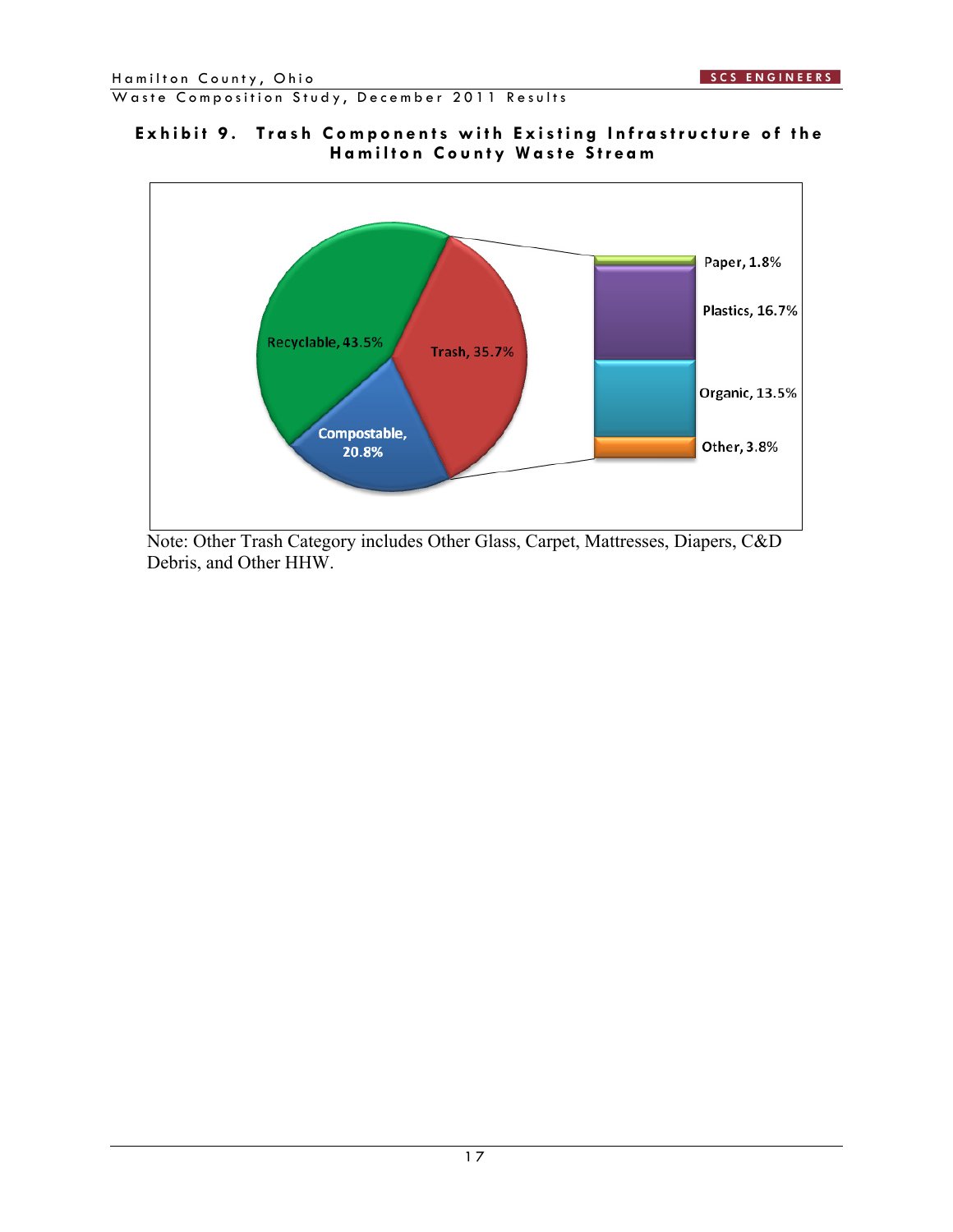**Exhibit 9. Trash Components with Existing Infrastructure of the Hamilton County Waste Stream**

Recyclable, 43.5%

Trash, 35.7%

Compostable, 20.8%

Paper, 1.8%

Plastics, 16.7%

Organic, 13.5%

Other, 3.8%

Note: Other Trash Category includes Other Glass, Carpet, Mattresses, Diapers, C&D Debris, and Other HHW.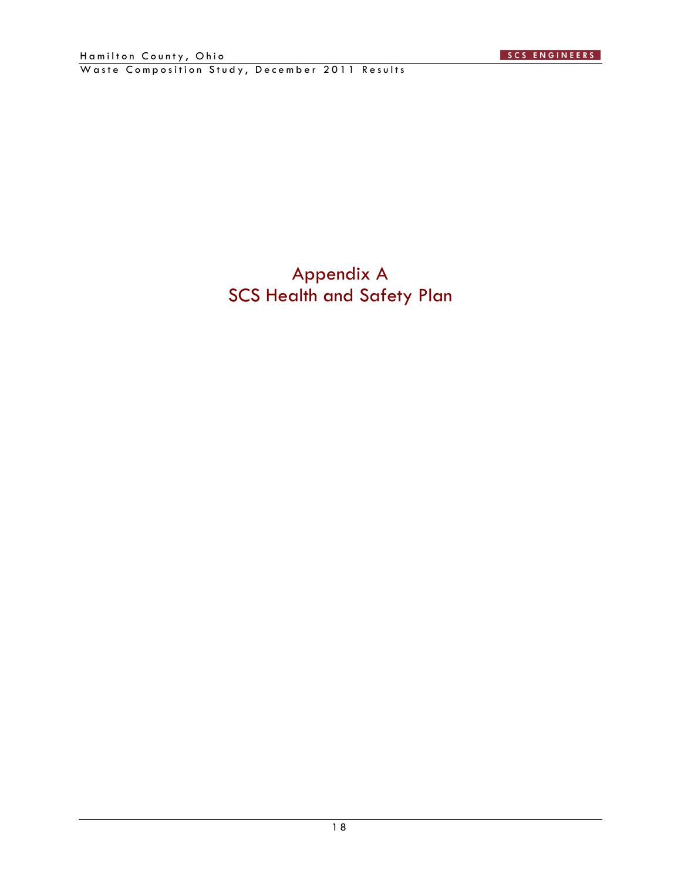# Appendix A
# SCS Health and Safety Plan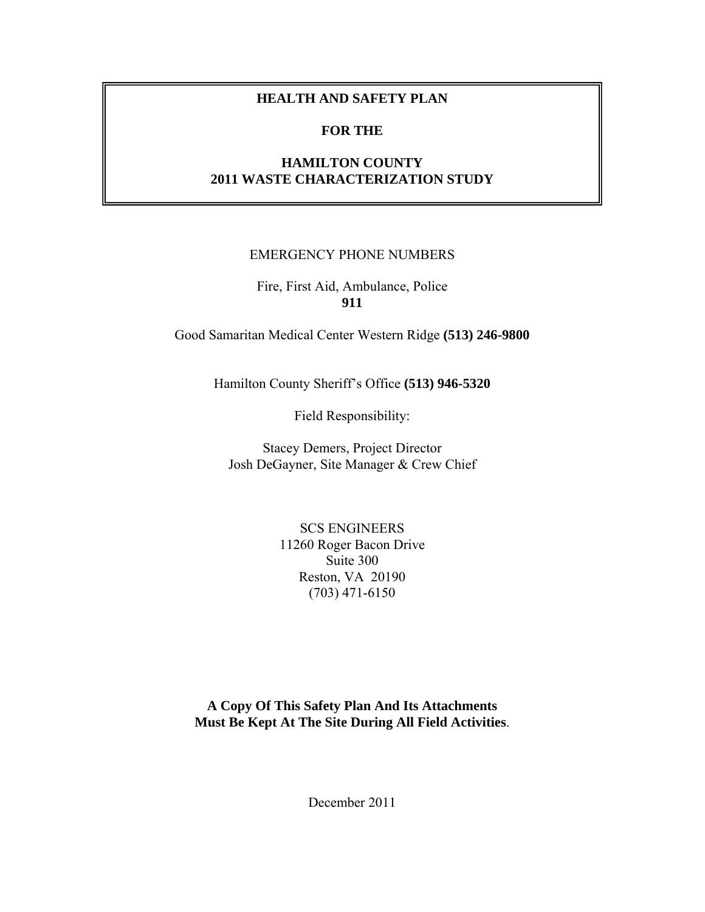# HEALTH AND SAFETY PLAN

# FOR THE

# HAMILTON COUNTY
# 2011 WASTE CHARACTERIZATION STUDY

EMERGENCY PHONE NUMBERS

Fire, First Aid, Ambulance, Police
**911**

Good Samaritan Medical Center Western Ridge **(513) 246-9800**

Hamilton County Sheriff's Office **(513) 946-5320**

Field Responsibility:

Stacey Demers, Project Director
Josh DeGayner, Site Manager & Crew Chief

SCS ENGINEERS
11260 Roger Bacon Drive
Suite 300
Reston, VA 20190
(703) 471-6150

**A Copy Of This Safety Plan And Its Attachments Must Be Kept At The Site During All Field Activities**.

December 2011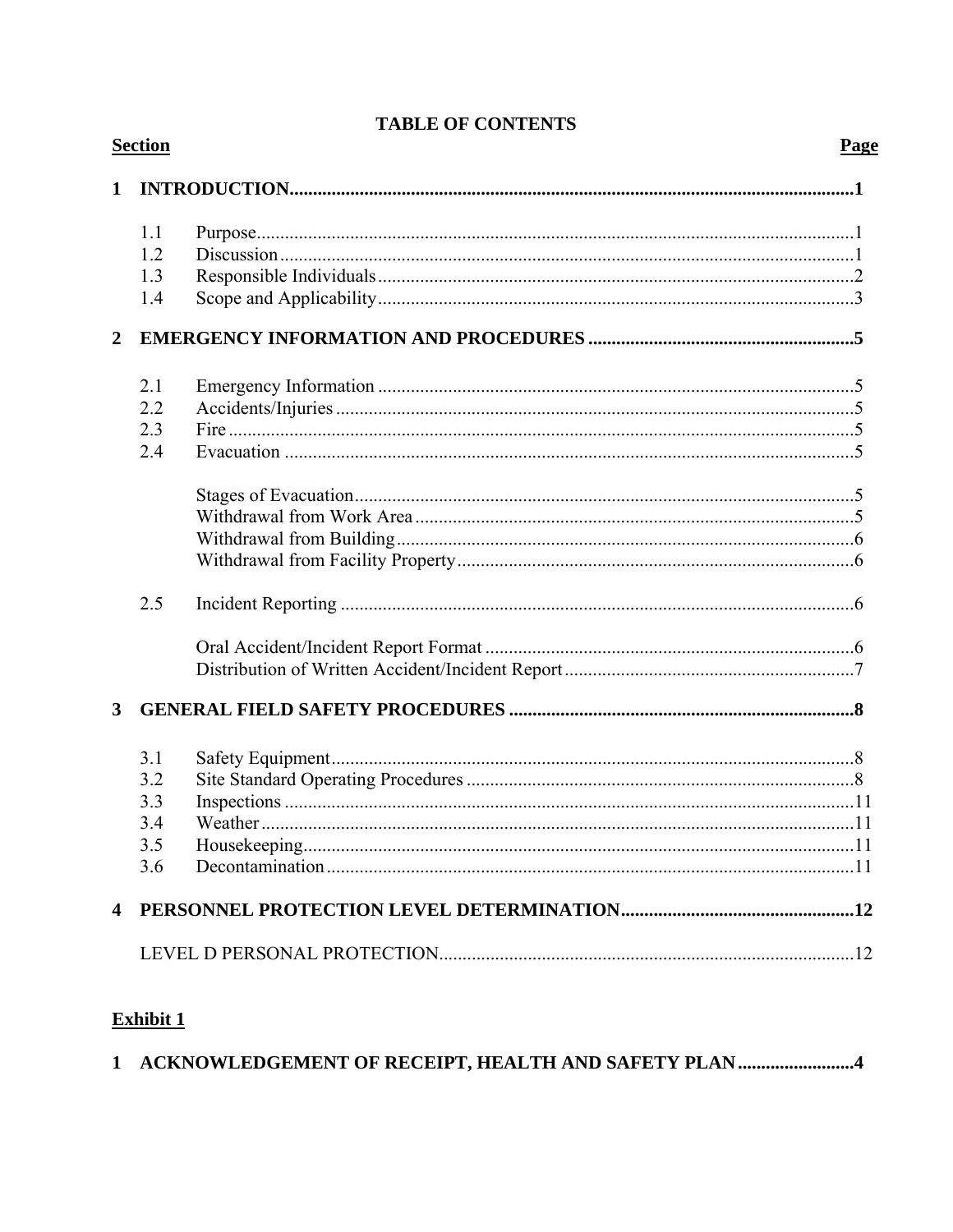## TABLE OF CONTENTS

**Section** **Page**

**1 INTRODUCTION............................................................................................................1**

1.1 Purpose...............................................................................................................1
1.2 Discussion...........................................................................................................1
1.3 Responsible Individuals......................................................................................2
1.4 Scope and Applicability......................................................................................3

**2 EMERGENCY INFORMATION AND PROCEDURES ..........................................................5**

2.1 Emergency Information ......................................................................................5
2.2 Accidents/Injuries ...............................................................................................5
2.3 Fire ......................................................................................................................5
2.4 Evacuation ..........................................................................................................5

Stages of Evacuation...........................................................................................5
Withdrawal from Work Area ..............................................................................5
Withdrawal from Building..................................................................................6
Withdrawal from Facility Property.....................................................................6

2.5 Incident Reporting ..............................................................................................6

Oral Accident/Incident Report Format ...............................................................6
Distribution of Written Accident/Incident Report..............................................7

**3 GENERAL FIELD SAFETY PROCEDURES ...........................................................................8**

3.1 Safety Equipment................................................................................................8
3.2 Site Standard Operating Procedures ...................................................................8
3.3 Inspections ..........................................................................................................11
3.4 Weather ...............................................................................................................11
3.5 Housekeeping......................................................................................................11
3.6 Decontamination .................................................................................................11

**4 PERSONNEL PROTECTION LEVEL DETERMINATION..................................................12**

LEVEL D PERSONAL PROTECTION.........................................................................12

**Exhibit 1**

**1 ACKNOWLEDGEMENT OF RECEIPT, HEALTH AND SAFETY PLAN .........................4**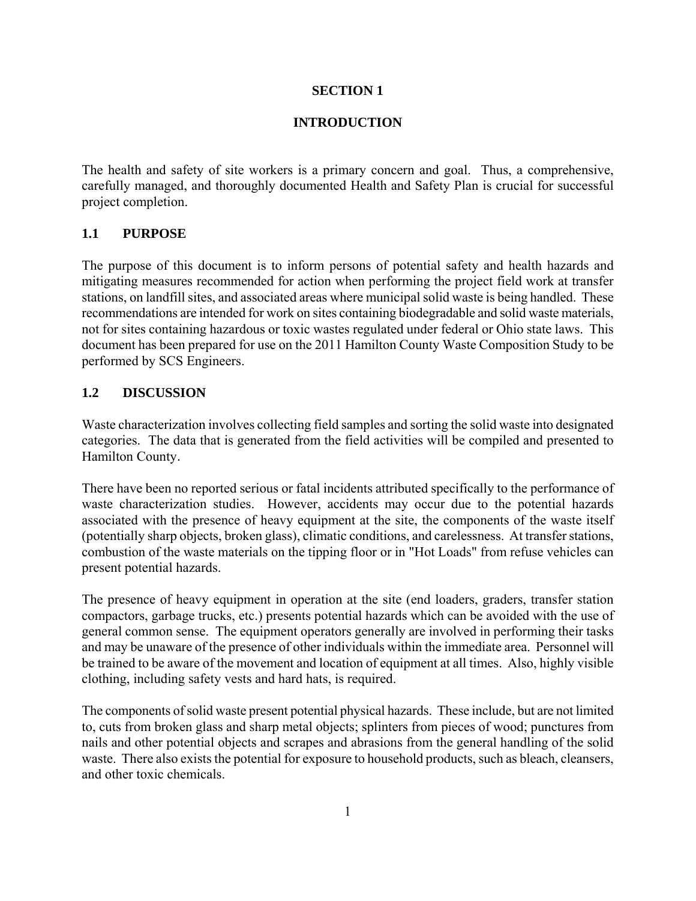# SECTION 1

# INTRODUCTION

The health and safety of site workers is a primary concern and goal. Thus, a comprehensive, carefully managed, and thoroughly documented Health and Safety Plan is crucial for successful project completion.

## 1.1 PURPOSE

The purpose of this document is to inform persons of potential safety and health hazards and mitigating measures recommended for action when performing the project field work at transfer stations, on landfill sites, and associated areas where municipal solid waste is being handled. These recommendations are intended for work on sites containing biodegradable and solid waste materials, not for sites containing hazardous or toxic wastes regulated under federal or Ohio state laws. This document has been prepared for use on the 2011 Hamilton County Waste Composition Study to be performed by SCS Engineers.

## 1.2 DISCUSSION

Waste characterization involves collecting field samples and sorting the solid waste into designated categories. The data that is generated from the field activities will be compiled and presented to Hamilton County.

There have been no reported serious or fatal incidents attributed specifically to the performance of waste characterization studies. However, accidents may occur due to the potential hazards associated with the presence of heavy equipment at the site, the components of the waste itself (potentially sharp objects, broken glass), climatic conditions, and carelessness. At transfer stations, combustion of the waste materials on the tipping floor or in "Hot Loads" from refuse vehicles can present potential hazards.

The presence of heavy equipment in operation at the site (end loaders, graders, transfer station compactors, garbage trucks, etc.) presents potential hazards which can be avoided with the use of general common sense. The equipment operators generally are involved in performing their tasks and may be unaware of the presence of other individuals within the immediate area. Personnel will be trained to be aware of the movement and location of equipment at all times. Also, highly visible clothing, including safety vests and hard hats, is required.

The components of solid waste present potential physical hazards. These include, but are not limited to, cuts from broken glass and sharp metal objects; splinters from pieces of wood; punctures from nails and other potential objects and scrapes and abrasions from the general handling of the solid waste. There also exists the potential for exposure to household products, such as bleach, cleansers, and other toxic chemicals.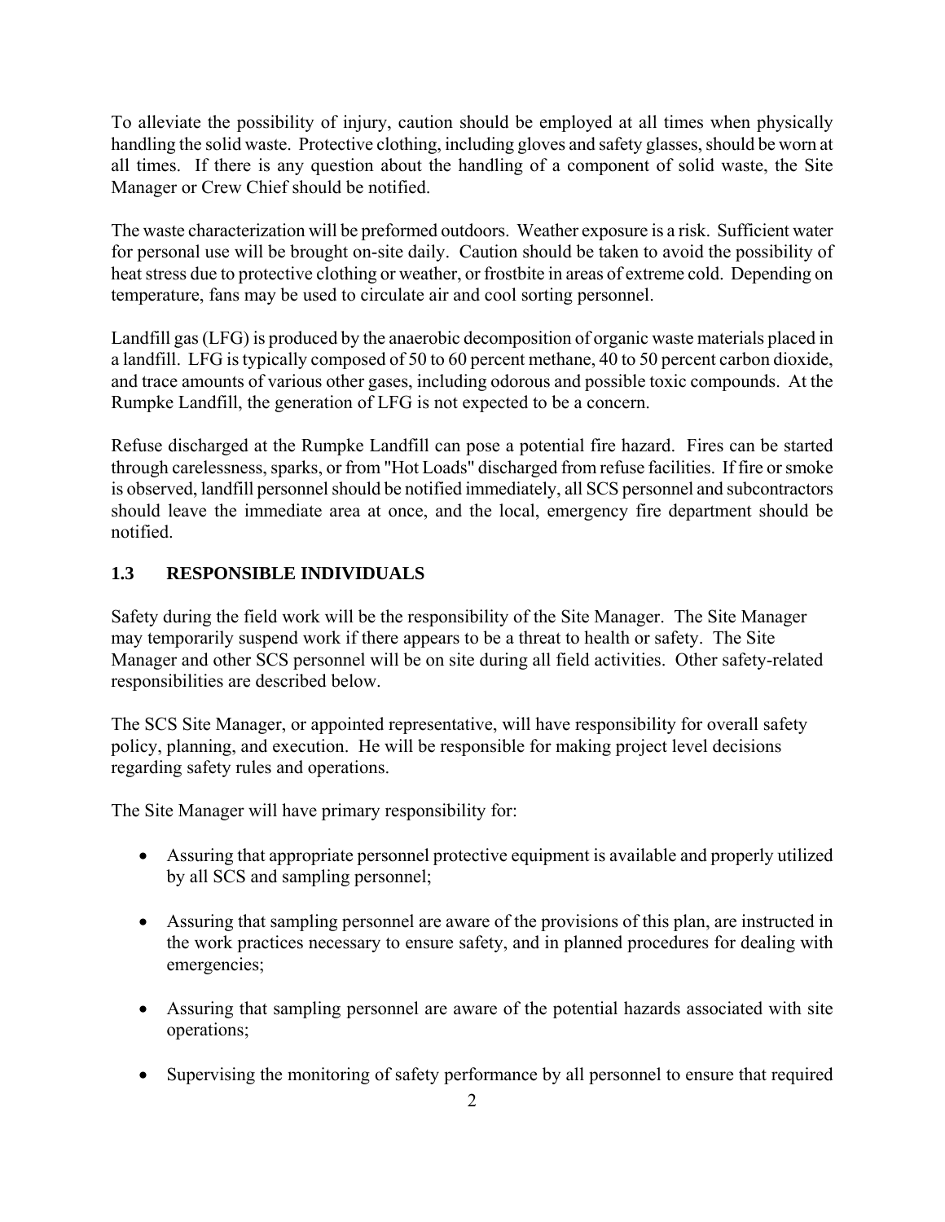To alleviate the possibility of injury, caution should be employed at all times when physically handling the solid waste. Protective clothing, including gloves and safety glasses, should be worn at all times. If there is any question about the handling of a component of solid waste, the Site Manager or Crew Chief should be notified.

The waste characterization will be preformed outdoors. Weather exposure is a risk. Sufficient water for personal use will be brought on-site daily. Caution should be taken to avoid the possibility of heat stress due to protective clothing or weather, or frostbite in areas of extreme cold. Depending on temperature, fans may be used to circulate air and cool sorting personnel.

Landfill gas (LFG) is produced by the anaerobic decomposition of organic waste materials placed in a landfill. LFG is typically composed of 50 to 60 percent methane, 40 to 50 percent carbon dioxide, and trace amounts of various other gases, including odorous and possible toxic compounds. At the Rumpke Landfill, the generation of LFG is not expected to be a concern.

Refuse discharged at the Rumpke Landfill can pose a potential fire hazard. Fires can be started through carelessness, sparks, or from "Hot Loads" discharged from refuse facilities. If fire or smoke is observed, landfill personnel should be notified immediately, all SCS personnel and subcontractors should leave the immediate area at once, and the local, emergency fire department should be notified.

### 1.3 RESPONSIBLE INDIVIDUALS

Safety during the field work will be the responsibility of the Site Manager. The Site Manager may temporarily suspend work if there appears to be a threat to health or safety. The Site Manager and other SCS personnel will be on site during all field activities. Other safety-related responsibilities are described below.

The SCS Site Manager, or appointed representative, will have responsibility for overall safety policy, planning, and execution. He will be responsible for making project level decisions regarding safety rules and operations.

The Site Manager will have primary responsibility for:

- Assuring that appropriate personnel protective equipment is available and properly utilized by all SCS and sampling personnel;
- Assuring that sampling personnel are aware of the provisions of this plan, are instructed in the work practices necessary to ensure safety, and in planned procedures for dealing with emergencies;
- Assuring that sampling personnel are aware of the potential hazards associated with site operations;
- Supervising the monitoring of safety performance by all personnel to ensure that required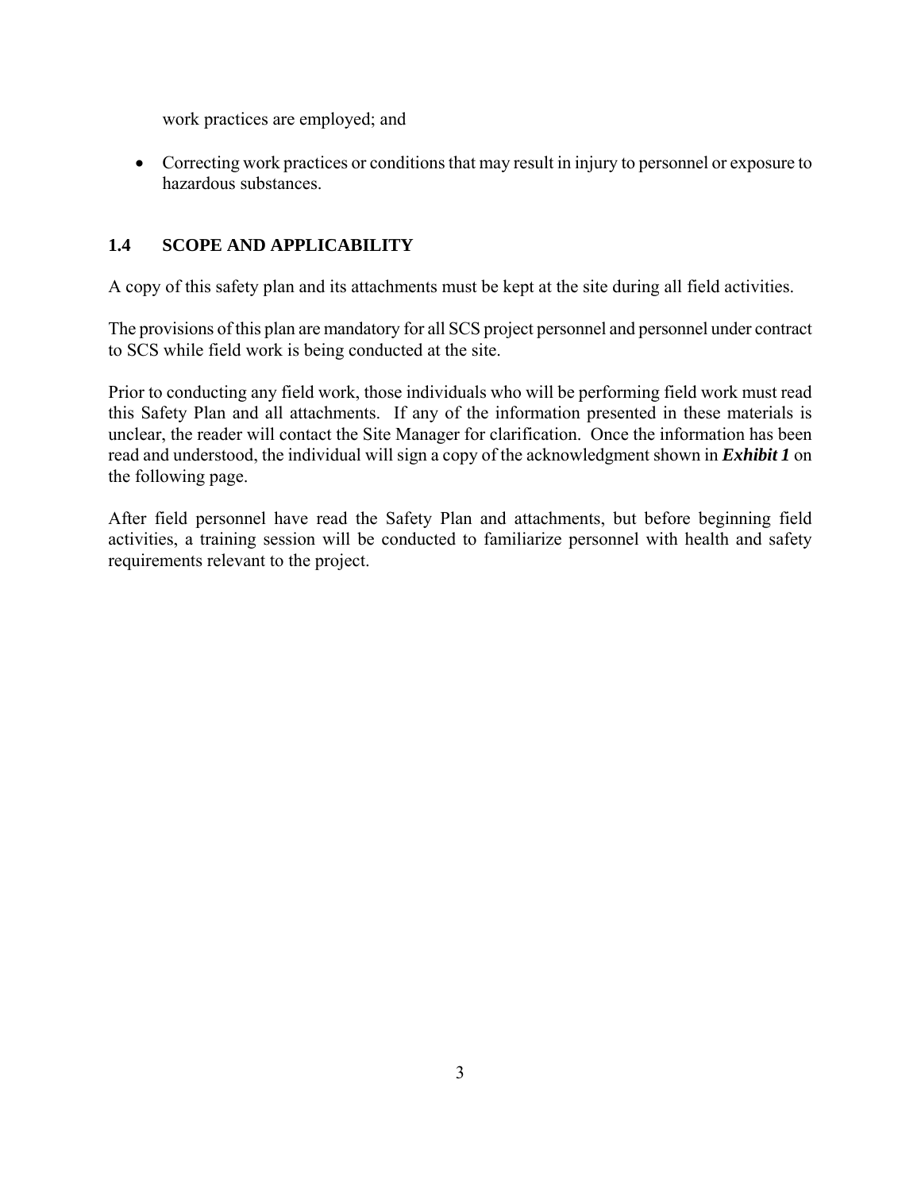work practices are employed; and

- Correcting work practices or conditions that may result in injury to personnel or exposure to hazardous substances.

## 1.4 SCOPE AND APPLICABILITY

A copy of this safety plan and its attachments must be kept at the site during all field activities.

The provisions of this plan are mandatory for all SCS project personnel and personnel under contract to SCS while field work is being conducted at the site.

Prior to conducting any field work, those individuals who will be performing field work must read this Safety Plan and all attachments. If any of the information presented in these materials is unclear, the reader will contact the Site Manager for clarification. Once the information has been read and understood, the individual will sign a copy of the acknowledgment shown in ***Exhibit 1*** on the following page.

After field personnel have read the Safety Plan and attachments, but before beginning field activities, a training session will be conducted to familiarize personnel with health and safety requirements relevant to the project.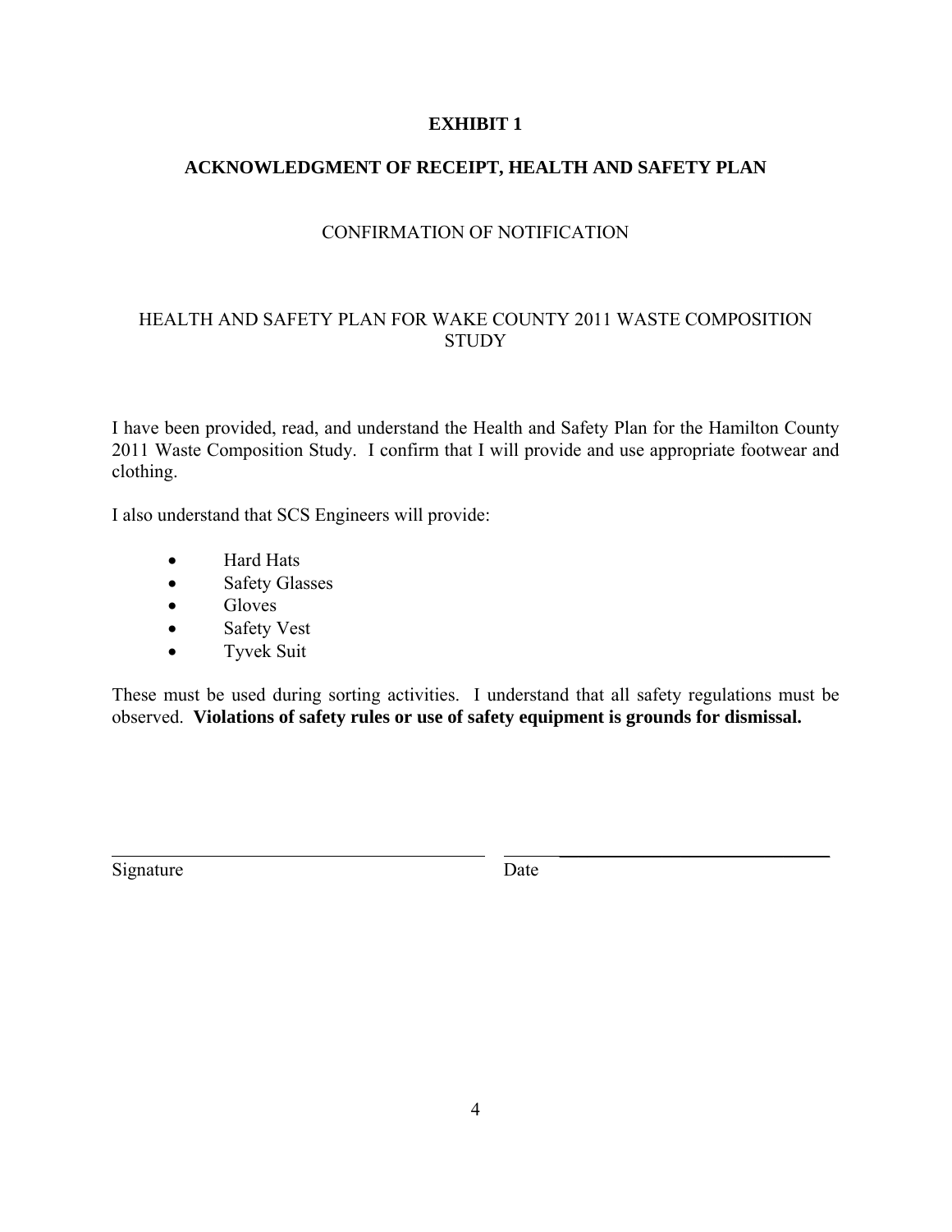**EXHIBIT 1**

**ACKNOWLEDGMENT OF RECEIPT, HEALTH AND SAFETY PLAN**

CONFIRMATION OF NOTIFICATION

HEALTH AND SAFETY PLAN FOR WAKE COUNTY 2011 WASTE COMPOSITION STUDY

I have been provided, read, and understand the Health and Safety Plan for the Hamilton County 2011 Waste Composition Study. I confirm that I will provide and use appropriate footwear and clothing.

I also understand that SCS Engineers will provide:

- Hard Hats
- Safety Glasses
- Gloves
- Safety Vest
- Tyvek Suit

These must be used during sorting activities. I understand that all safety regulations must be observed. **Violations of safety rules or use of safety equipment is grounds for dismissal.**

\_\_\_\_\_\_\_\_\_\_\_\_\_\_\_\_\_\_\_\_\_\_\_\_\_\_\_\_\_\_\_\_\_\_\_\_\_\_\_\_ \_\_\_\_\_\_\_\_\_\_\_\_\_\_\_\_\_\_\_\_\_\_\_\_\_\_\_\_\_\_\_\_\_\_\_\_

Signature Date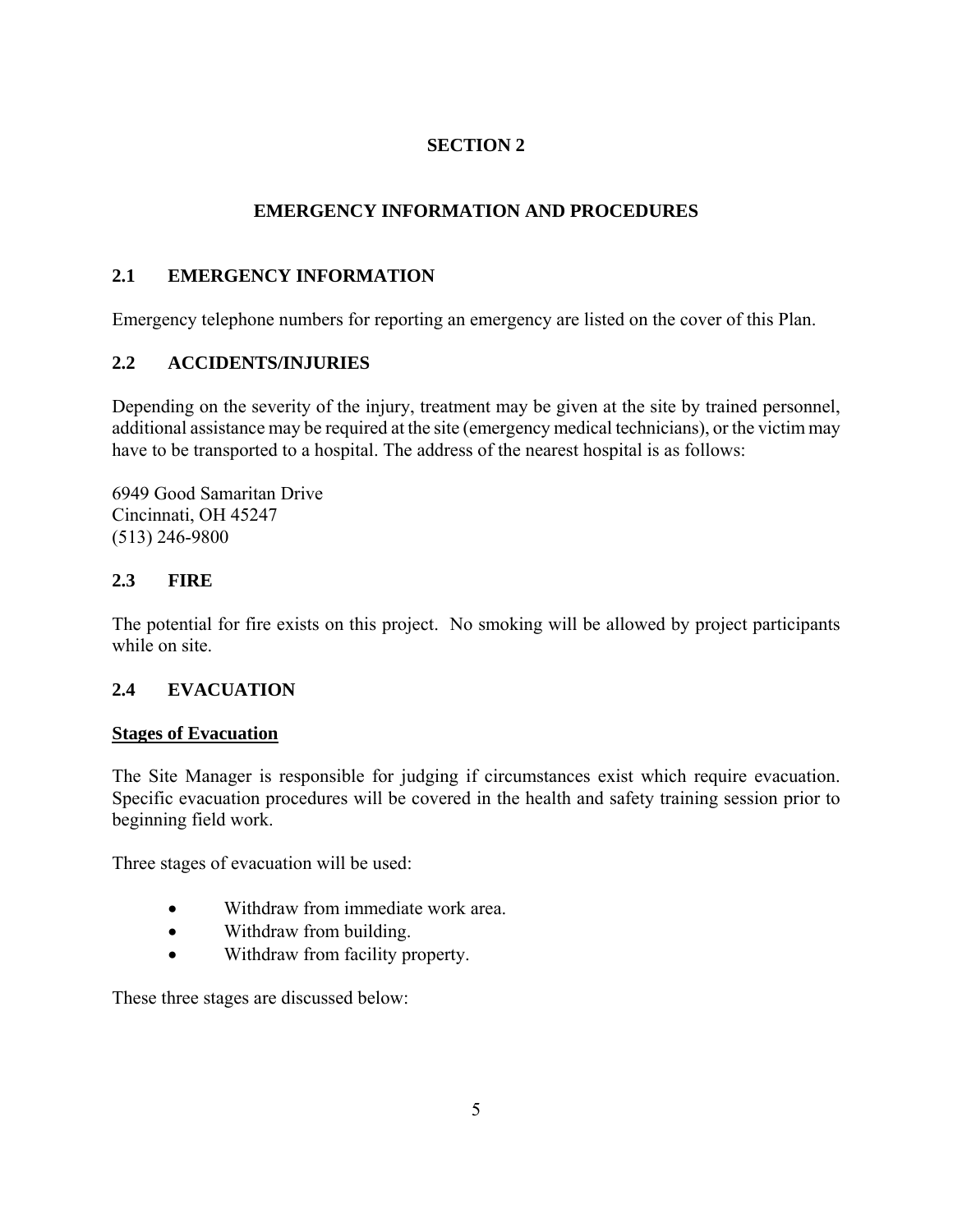# SECTION 2

# EMERGENCY INFORMATION AND PROCEDURES

## 2.1 EMERGENCY INFORMATION

Emergency telephone numbers for reporting an emergency are listed on the cover of this Plan.

## 2.2 ACCIDENTS/INJURIES

Depending on the severity of the injury, treatment may be given at the site by trained personnel, additional assistance may be required at the site (emergency medical technicians), or the victim may have to be transported to a hospital. The address of the nearest hospital is as follows:

6949 Good Samaritan Drive
Cincinnati, OH 45247
(513) 246-9800

## 2.3 FIRE

The potential for fire exists on this project. No smoking will be allowed by project participants while on site.

## 2.4 EVACUATION

**<u>Stages of Evacuation</u>**

The Site Manager is responsible for judging if circumstances exist which require evacuation. Specific evacuation procedures will be covered in the health and safety training session prior to beginning field work.

Three stages of evacuation will be used:

- Withdraw from immediate work area.
- Withdraw from building.
- Withdraw from facility property.

These three stages are discussed below: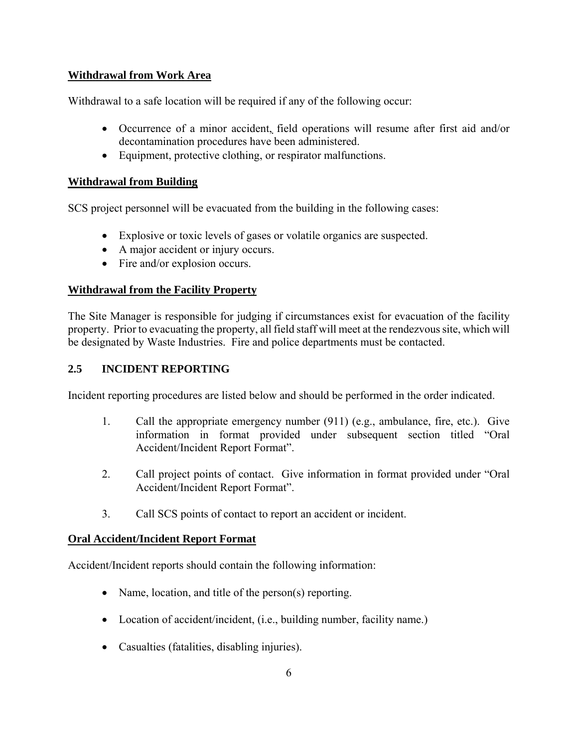**Withdrawal from Work Area**

Withdrawal to a safe location will be required if any of the following occur:

- Occurrence of a minor accident, field operations will resume after first aid and/or decontamination procedures have been administered.
- Equipment, protective clothing, or respirator malfunctions.

**Withdrawal from Building**

SCS project personnel will be evacuated from the building in the following cases:

- Explosive or toxic levels of gases or volatile organics are suspected.
- A major accident or injury occurs.
- Fire and/or explosion occurs.

**Withdrawal from the Facility Property**

The Site Manager is responsible for judging if circumstances exist for evacuation of the facility property. Prior to evacuating the property, all field staff will meet at the rendezvous site, which will be designated by Waste Industries. Fire and police departments must be contacted.

## 2.5 INCIDENT REPORTING

Incident reporting procedures are listed below and should be performed in the order indicated.

1. Call the appropriate emergency number (911) (e.g., ambulance, fire, etc.). Give information in format provided under subsequent section titled "Oral Accident/Incident Report Format".

2. Call project points of contact. Give information in format provided under "Oral Accident/Incident Report Format".

3. Call SCS points of contact to report an accident or incident.

**Oral Accident/Incident Report Format**

Accident/Incident reports should contain the following information:

- Name, location, and title of the person(s) reporting.

- Location of accident/incident, (i.e., building number, facility name.)

- Casualties (fatalities, disabling injuries).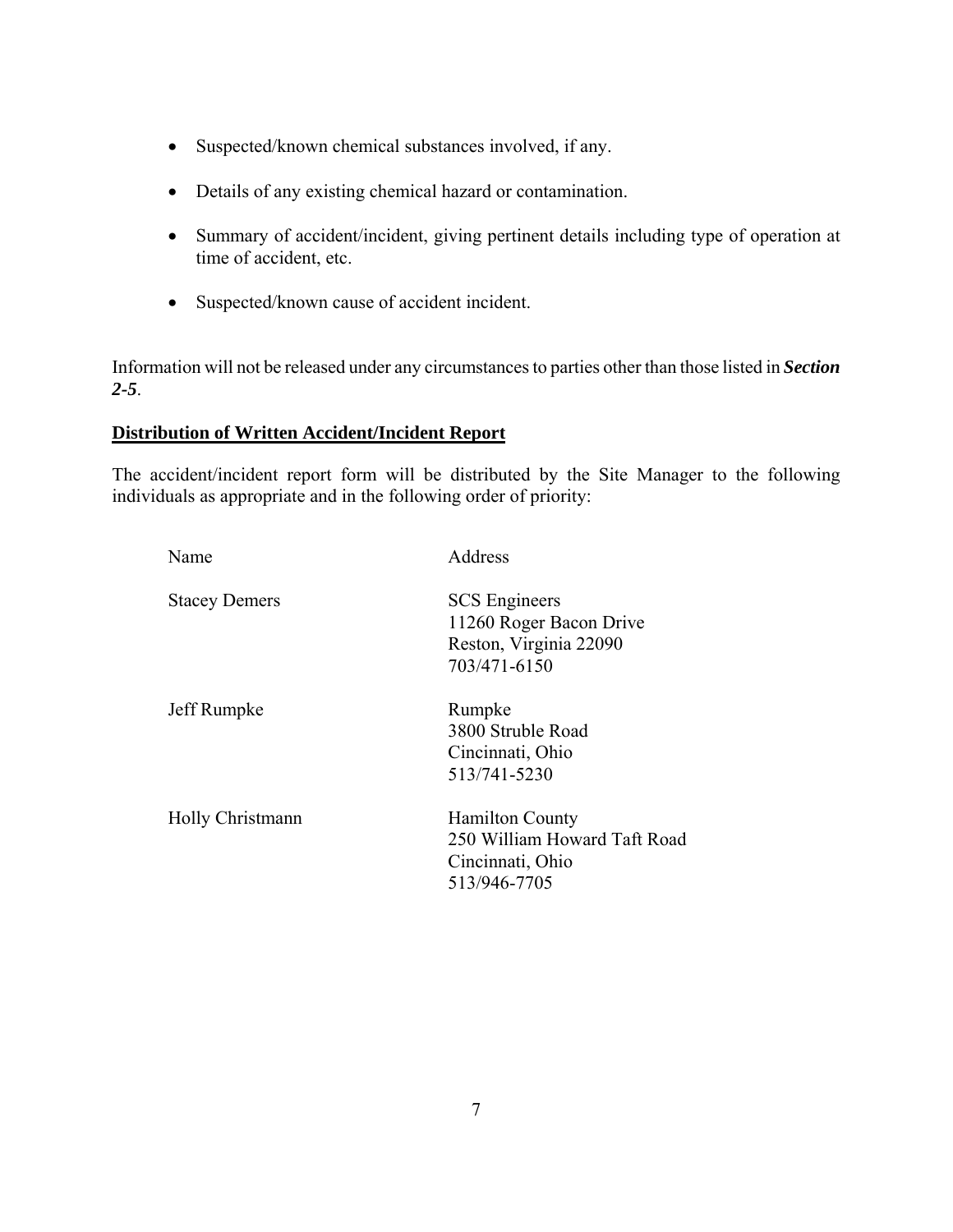- Suspected/known chemical substances involved, if any.
- Details of any existing chemical hazard or contamination.
- Summary of accident/incident, giving pertinent details including type of operation at time of accident, etc.
- Suspected/known cause of accident incident.

Information will not be released under any circumstances to parties other than those listed in ***Section 2-5***.

**Distribution of Written Accident/Incident Report**

The accident/incident report form will be distributed by the Site Manager to the following individuals as appropriate and in the following order of priority:

| Name | Address |
|---|---|
| Stacey Demers | SCS Engineers<br>11260 Roger Bacon Drive<br>Reston, Virginia 22090<br>703/471-6150 |
| Jeff Rumpke | Rumpke<br>3800 Struble Road<br>Cincinnati, Ohio<br>513/741-5230 |
| Holly Christmann | Hamilton County<br>250 William Howard Taft Road<br>Cincinnati, Ohio<br>513/946-7705 |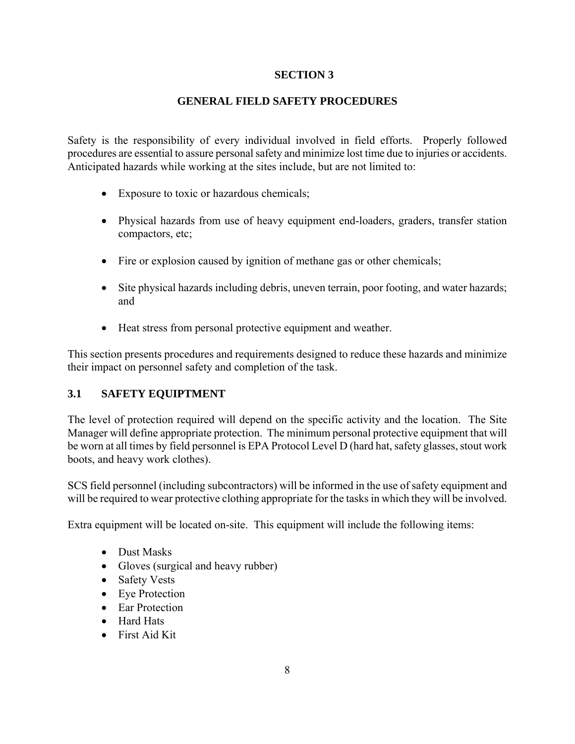# SECTION 3

# GENERAL FIELD SAFETY PROCEDURES

Safety is the responsibility of every individual involved in field efforts. Properly followed procedures are essential to assure personal safety and minimize lost time due to injuries or accidents. Anticipated hazards while working at the sites include, but are not limited to:

- Exposure to toxic or hazardous chemicals;
- Physical hazards from use of heavy equipment end-loaders, graders, transfer station compactors, etc;
- Fire or explosion caused by ignition of methane gas or other chemicals;
- Site physical hazards including debris, uneven terrain, poor footing, and water hazards; and
- Heat stress from personal protective equipment and weather.

This section presents procedures and requirements designed to reduce these hazards and minimize their impact on personnel safety and completion of the task.

## 3.1 SAFETY EQUIPTMENT

The level of protection required will depend on the specific activity and the location. The Site Manager will define appropriate protection. The minimum personal protective equipment that will be worn at all times by field personnel is EPA Protocol Level D (hard hat, safety glasses, stout work boots, and heavy work clothes).

SCS field personnel (including subcontractors) will be informed in the use of safety equipment and will be required to wear protective clothing appropriate for the tasks in which they will be involved.

Extra equipment will be located on-site. This equipment will include the following items:

- Dust Masks
- Gloves (surgical and heavy rubber)
- Safety Vests
- Eye Protection
- Ear Protection
- Hard Hats
- First Aid Kit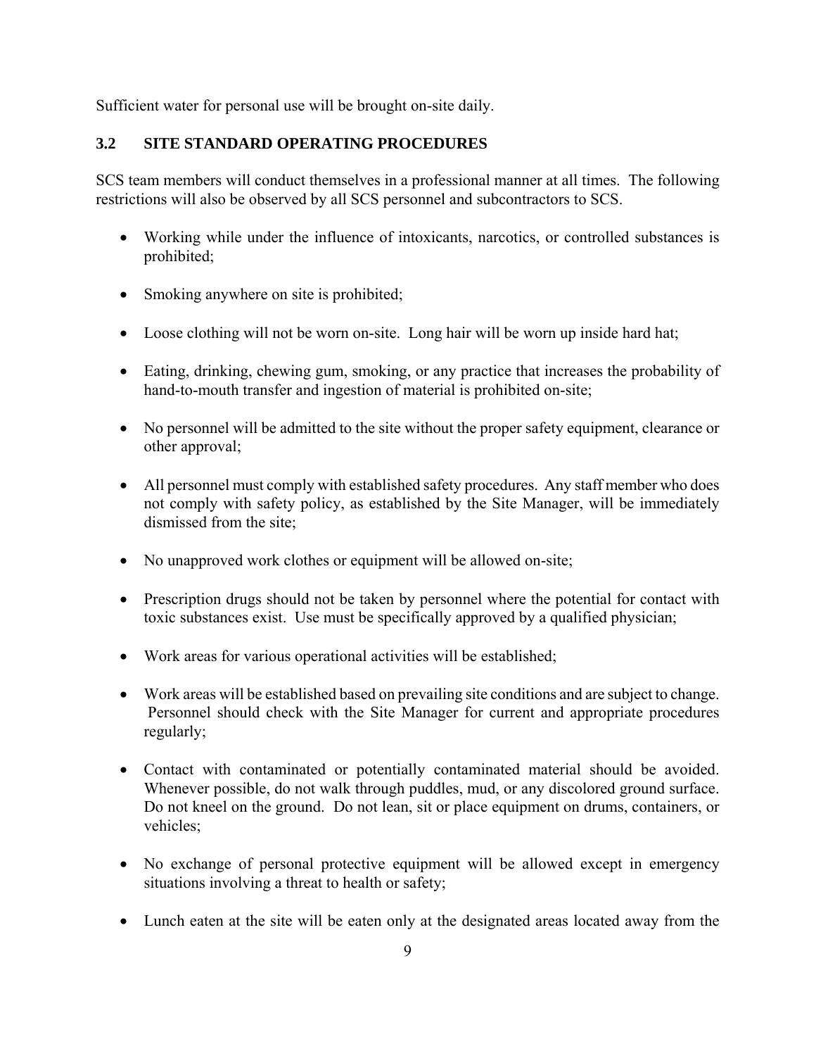Sufficient water for personal use will be brought on-site daily.

### 3.2 SITE STANDARD OPERATING PROCEDURES

SCS team members will conduct themselves in a professional manner at all times. The following restrictions will also be observed by all SCS personnel and subcontractors to SCS.

- Working while under the influence of intoxicants, narcotics, or controlled substances is prohibited;
- Smoking anywhere on site is prohibited;
- Loose clothing will not be worn on-site. Long hair will be worn up inside hard hat;
- Eating, drinking, chewing gum, smoking, or any practice that increases the probability of hand-to-mouth transfer and ingestion of material is prohibited on-site;
- No personnel will be admitted to the site without the proper safety equipment, clearance or other approval;
- All personnel must comply with established safety procedures. Any staff member who does not comply with safety policy, as established by the Site Manager, will be immediately dismissed from the site;
- No unapproved work clothes or equipment will be allowed on-site;
- Prescription drugs should not be taken by personnel where the potential for contact with toxic substances exist. Use must be specifically approved by a qualified physician;
- Work areas for various operational activities will be established;
- Work areas will be established based on prevailing site conditions and are subject to change. Personnel should check with the Site Manager for current and appropriate procedures regularly;
- Contact with contaminated or potentially contaminated material should be avoided. Whenever possible, do not walk through puddles, mud, or any discolored ground surface. Do not kneel on the ground. Do not lean, sit or place equipment on drums, containers, or vehicles;
- No exchange of personal protective equipment will be allowed except in emergency situations involving a threat to health or safety;
- Lunch eaten at the site will be eaten only at the designated areas located away from the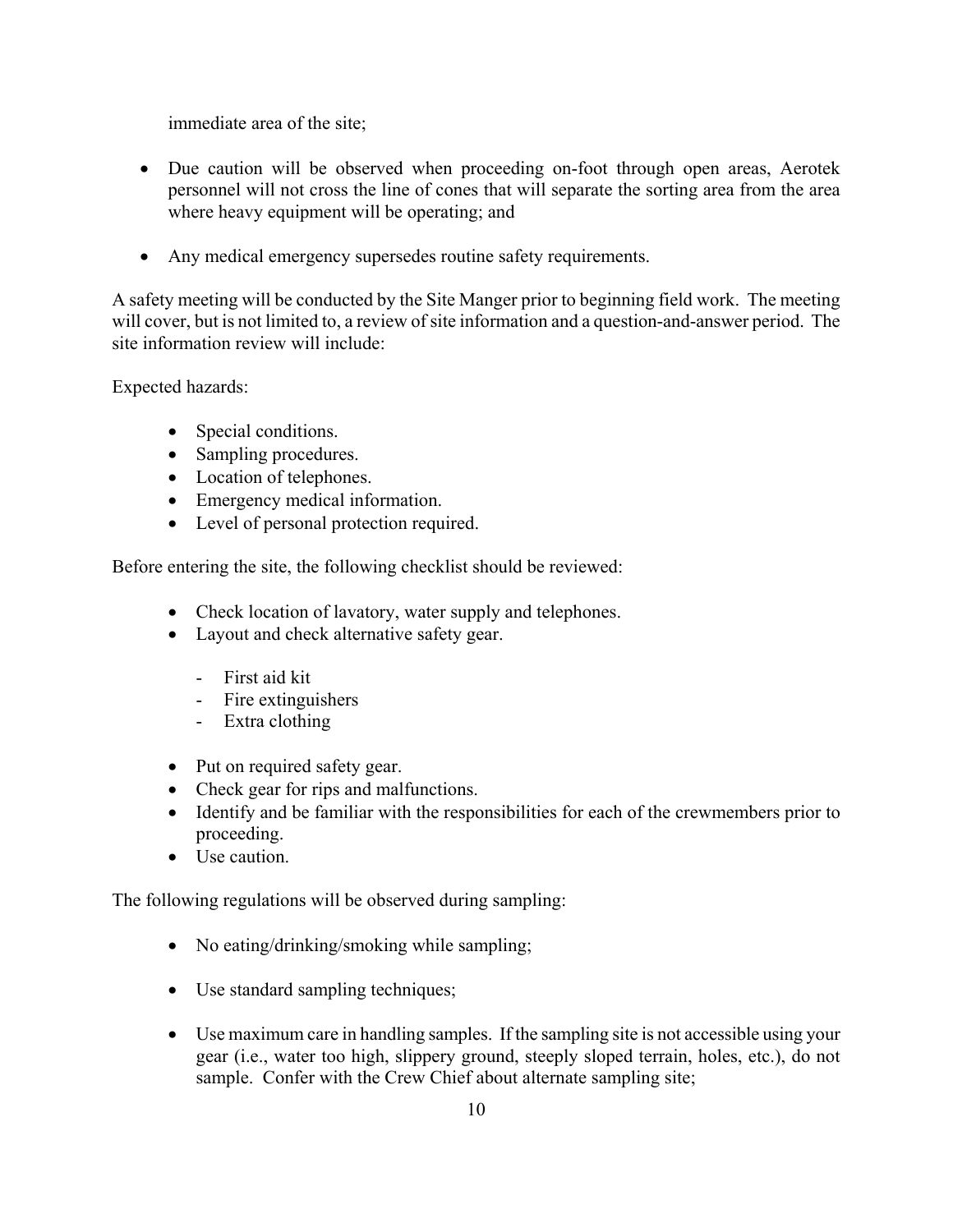immediate area of the site;

- Due caution will be observed when proceeding on-foot through open areas, Aerotek personnel will not cross the line of cones that will separate the sorting area from the area where heavy equipment will be operating; and

- Any medical emergency supersedes routine safety requirements.

A safety meeting will be conducted by the Site Manger prior to beginning field work. The meeting will cover, but is not limited to, a review of site information and a question-and-answer period. The site information review will include:

Expected hazards:

- Special conditions.
- Sampling procedures.
- Location of telephones.
- Emergency medical information.
- Level of personal protection required.

Before entering the site, the following checklist should be reviewed:

- Check location of lavatory, water supply and telephones.
- Layout and check alternative safety gear.
  - First aid kit
  - Fire extinguishers
  - Extra clothing
- Put on required safety gear.
- Check gear for rips and malfunctions.
- Identify and be familiar with the responsibilities for each of the crewmembers prior to proceeding.
- Use caution.

The following regulations will be observed during sampling:

- No eating/drinking/smoking while sampling;

- Use standard sampling techniques;

- Use maximum care in handling samples. If the sampling site is not accessible using your gear (i.e., water too high, slippery ground, steeply sloped terrain, holes, etc.), do not sample. Confer with the Crew Chief about alternate sampling site;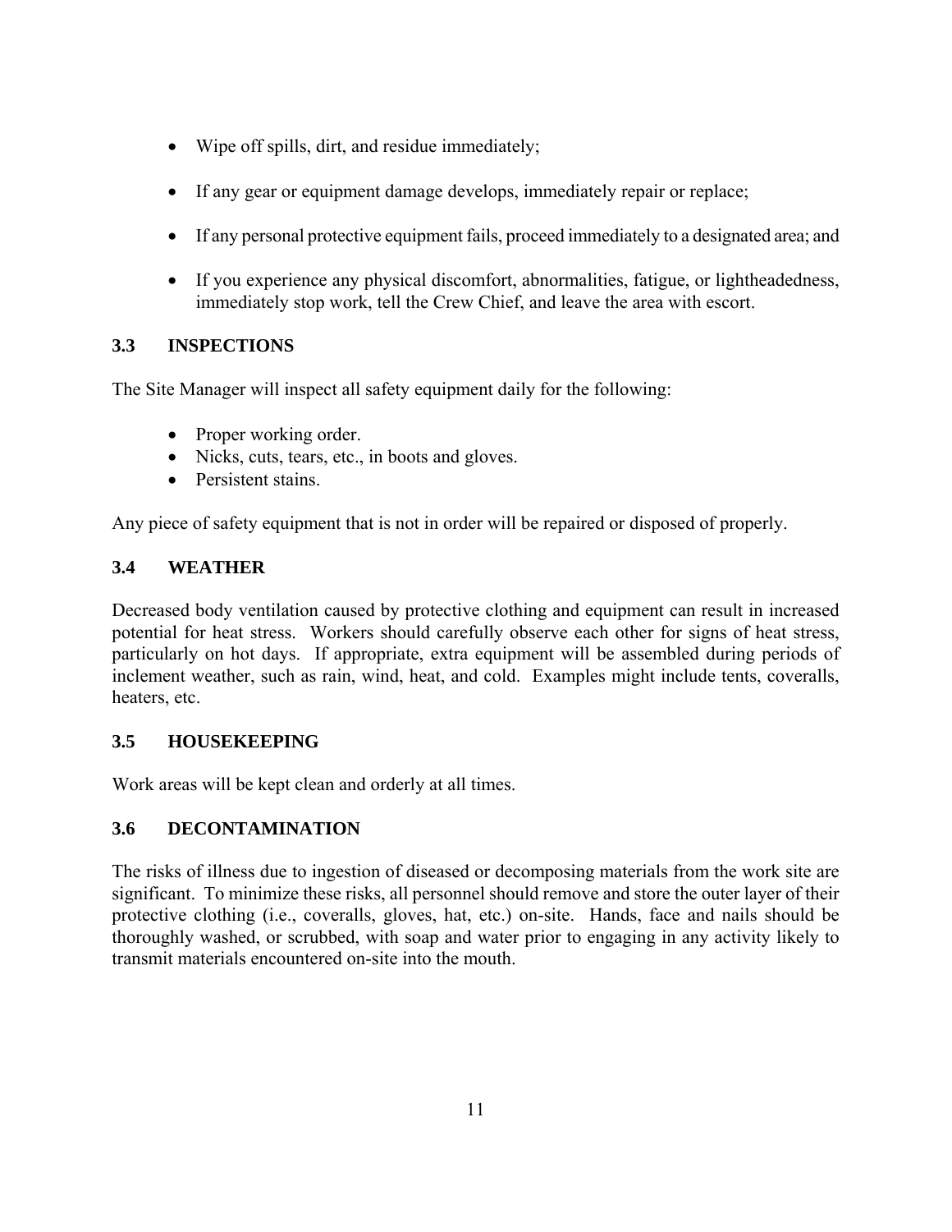- Wipe off spills, dirt, and residue immediately;
- If any gear or equipment damage develops, immediately repair or replace;
- If any personal protective equipment fails, proceed immediately to a designated area; and
- If you experience any physical discomfort, abnormalities, fatigue, or lightheadedness, immediately stop work, tell the Crew Chief, and leave the area with escort.

### 3.3 INSPECTIONS

The Site Manager will inspect all safety equipment daily for the following:

- Proper working order.
- Nicks, cuts, tears, etc., in boots and gloves.
- Persistent stains.

Any piece of safety equipment that is not in order will be repaired or disposed of properly.

### 3.4 WEATHER

Decreased body ventilation caused by protective clothing and equipment can result in increased potential for heat stress. Workers should carefully observe each other for signs of heat stress, particularly on hot days. If appropriate, extra equipment will be assembled during periods of inclement weather, such as rain, wind, heat, and cold. Examples might include tents, coveralls, heaters, etc.

### 3.5 HOUSEKEEPING

Work areas will be kept clean and orderly at all times.

### 3.6 DECONTAMINATION

The risks of illness due to ingestion of diseased or decomposing materials from the work site are significant. To minimize these risks, all personnel should remove and store the outer layer of their protective clothing (i.e., coveralls, gloves, hat, etc.) on-site. Hands, face and nails should be thoroughly washed, or scrubbed, with soap and water prior to engaging in any activity likely to transmit materials encountered on-site into the mouth.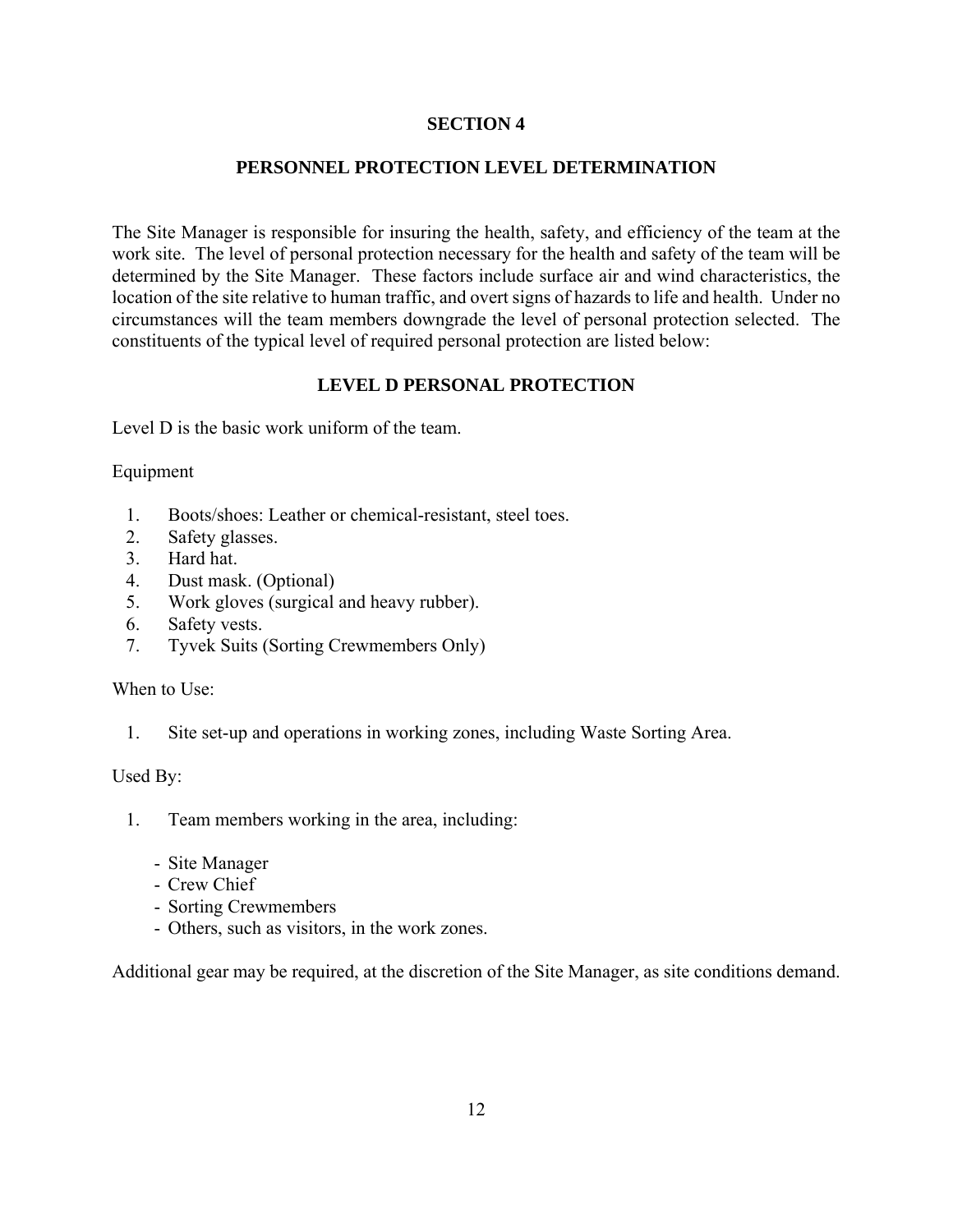## SECTION 4

## PERSONNEL PROTECTION LEVEL DETERMINATION

The Site Manager is responsible for insuring the health, safety, and efficiency of the team at the work site. The level of personal protection necessary for the health and safety of the team will be determined by the Site Manager. These factors include surface air and wind characteristics, the location of the site relative to human traffic, and overt signs of hazards to life and health. Under no circumstances will the team members downgrade the level of personal protection selected. The constituents of the typical level of required personal protection are listed below:

### LEVEL D PERSONAL PROTECTION

Level D is the basic work uniform of the team.

Equipment

1. Boots/shoes: Leather or chemical-resistant, steel toes.
2. Safety glasses.
3. Hard hat.
4. Dust mask. (Optional)
5. Work gloves (surgical and heavy rubber).
6. Safety vests.
7. Tyvek Suits (Sorting Crewmembers Only)

When to Use:

1. Site set-up and operations in working zones, including Waste Sorting Area.

Used By:

1. Team members working in the area, including:

   - Site Manager
   - Crew Chief
   - Sorting Crewmembers
   - Others, such as visitors, in the work zones.

Additional gear may be required, at the discretion of the Site Manager, as site conditions demand.